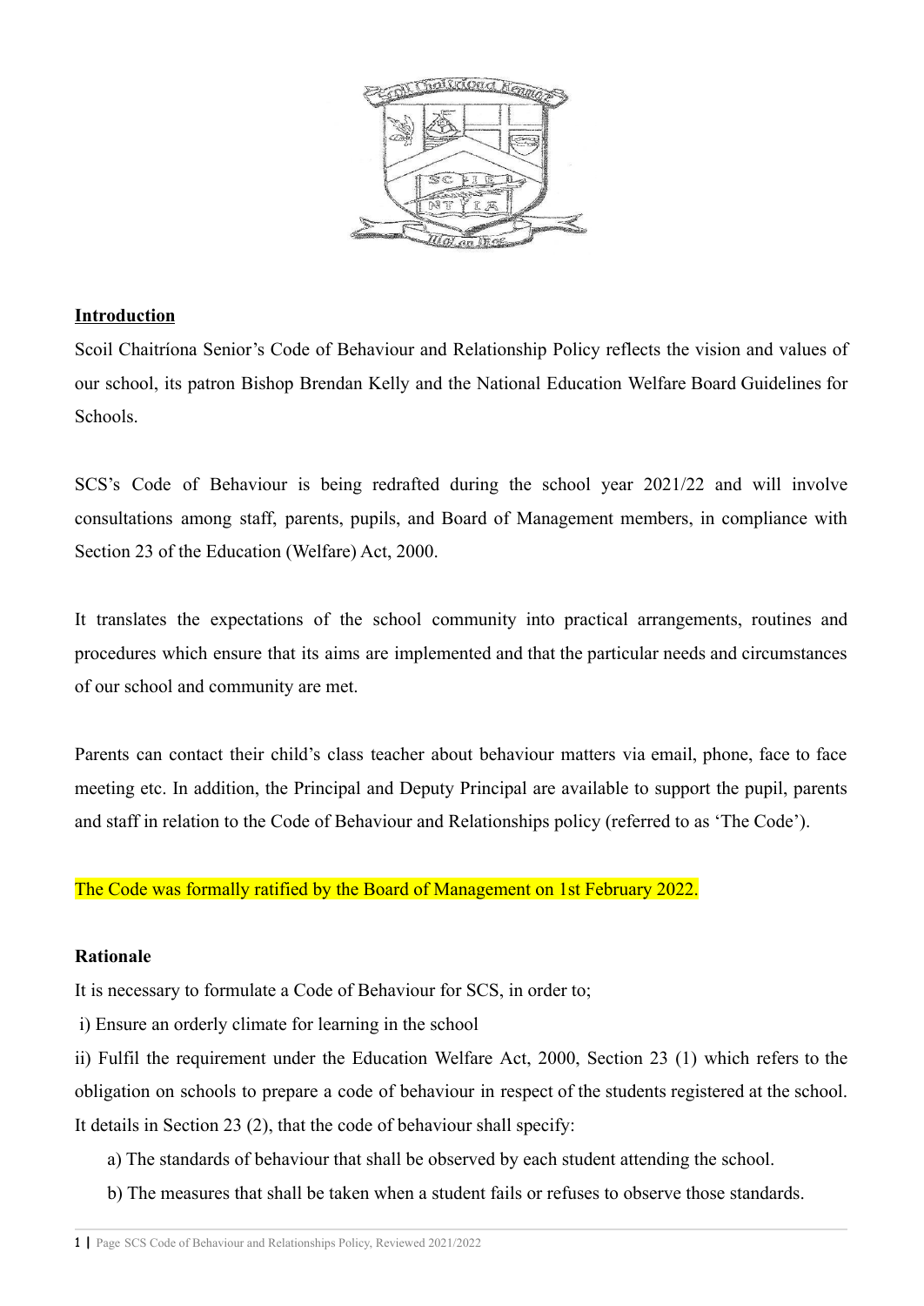## Introduction

Scoil Chaitríona Senior's Code of Behaviour and Relationship Policy reflects the vision and values of our school, its patron Bishop Brendan Kelly and the National Education Welfare Board Guidelines for Schools.

SCS's Code of Behaviour is being redrafted during the school year 2021/22 and will involve consultations among staff, parents, pupils, and Board of Management members, in compliance with Section 23 of the Education (Welfare) Act, 2000.

It translates the expectations of the school community into practical arrangements, routines and procedures which ensure that its aims are implemented and that the particular needs and circumstances of our school and community are met.

Parents can contact their child's class teacher about behaviour matters via email, phone, face to face meeting etc. In addition, the Principal and Deputy Principal are available to support the pupil, parents and staff in relation to the Code of Behaviour and Relationships policy (referred to as 'The Code').

The Code was formally ratified by the Board of Management on 1st February 2022.

**Rationale**

It is necessary to formulate a Code of Behaviour for SCS, in order to;

i) Ensure an orderly climate for learning in the school

ii) Fulfil the requirement under the Education Welfare Act, 2000, Section 23 (1) which refers to the obligation on schools to prepare a code of behaviour in respect of the students registered at the school. It details in Section 23 (2), that the code of behaviour shall specify:

a) The standards of behaviour that shall be observed by each student attending the school.

b) The measures that shall be taken when a student fails or refuses to observe those standards.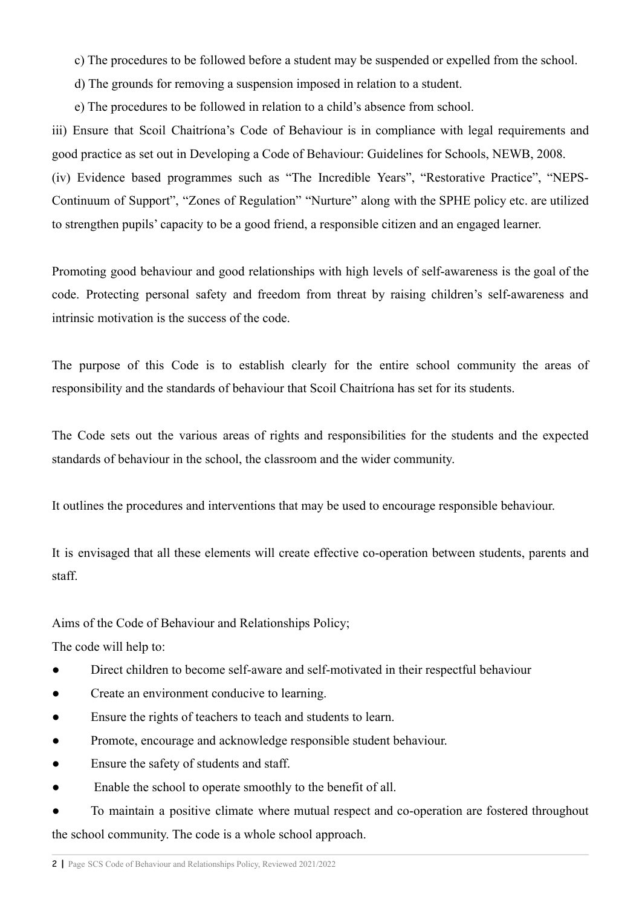c) The procedures to be followed before a student may be suspended or expelled from the school.

d) The grounds for removing a suspension imposed in relation to a student.

e) The procedures to be followed in relation to a child's absence from school.

iii) Ensure that Scoil Chaitríona's Code of Behaviour is in compliance with legal requirements and good practice as set out in Developing a Code of Behaviour: Guidelines for Schools, NEWB, 2008.

(iv) Evidence based programmes such as "The Incredible Years", "Restorative Practice", "NEPS-Continuum of Support", "Zones of Regulation" "Nurture" along with the SPHE policy etc. are utilized to strengthen pupils' capacity to be a good friend, a responsible citizen and an engaged learner.

Promoting good behaviour and good relationships with high levels of self-awareness is the goal of the code. Protecting personal safety and freedom from threat by raising children's self-awareness and intrinsic motivation is the success of the code.

The purpose of this Code is to establish clearly for the entire school community the areas of responsibility and the standards of behaviour that Scoil Chaitríona has set for its students.

The Code sets out the various areas of rights and responsibilities for the students and the expected standards of behaviour in the school, the classroom and the wider community.

It outlines the procedures and interventions that may be used to encourage responsible behaviour.

It is envisaged that all these elements will create effective co-operation between students, parents and staff.

Aims of the Code of Behaviour and Relationships Policy;

The code will help to:

- Direct children to become self-aware and self-motivated in their respectful behaviour
- Create an environment conducive to learning.
- Ensure the rights of teachers to teach and students to learn.
- Promote, encourage and acknowledge responsible student behaviour.
- Ensure the safety of students and staff.
- Enable the school to operate smoothly to the benefit of all.
- To maintain a positive climate where mutual respect and co-operation are fostered throughout the school community. The code is a whole school approach.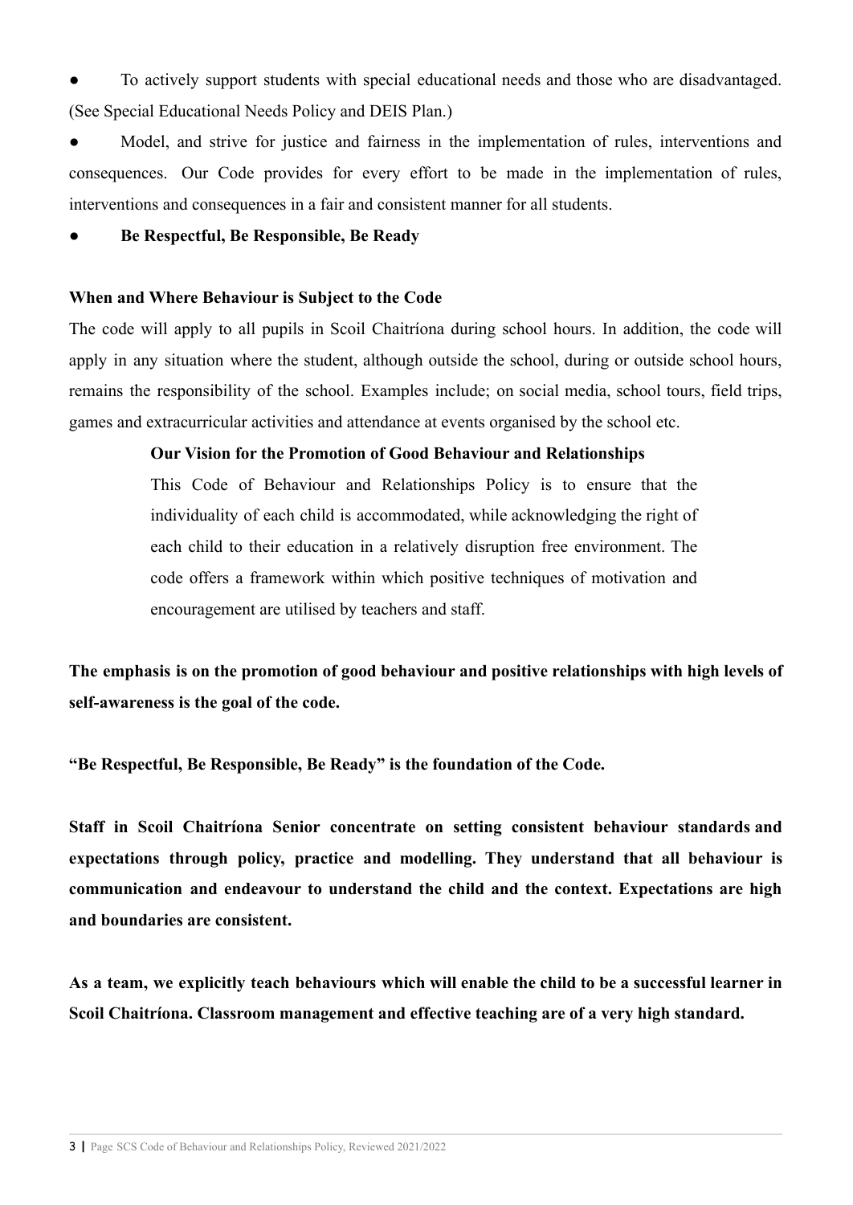- To actively support students with special educational needs and those who are disadvantaged. (See Special Educational Needs Policy and DEIS Plan.)
- Model, and strive for justice and fairness in the implementation of rules, interventions and consequences. Our Code provides for every effort to be made in the implementation of rules, interventions and consequences in a fair and consistent manner for all students.
- **Be Respectful, Be Responsible, Be Ready**

**When and Where Behaviour is Subject to the Code**

The code will apply to all pupils in Scoil Chaitríona during school hours. In addition, the code will apply in any situation where the student, although outside the school, during or outside school hours, remains the responsibility of the school. Examples include; on social media, school tours, field trips, games and extracurricular activities and attendance at events organised by the school etc.

**Our Vision for the Promotion of Good Behaviour and Relationships**

This Code of Behaviour and Relationships Policy is to ensure that the individuality of each child is accommodated, while acknowledging the right of each child to their education in a relatively disruption free environment. The code offers a framework within which positive techniques of motivation and encouragement are utilised by teachers and staff.

**The emphasis is on the promotion of good behaviour and positive relationships with high levels of self-awareness is the goal of the code.**

**"Be Respectful, Be Responsible, Be Ready" is the foundation of the Code.**

**Staff in Scoil Chaitríona Senior concentrate on setting consistent behaviour standards and expectations through policy, practice and modelling. They understand that all behaviour is communication and endeavour to understand the child and the context. Expectations are high and boundaries are consistent.**

**As a team, we explicitly teach behaviours which will enable the child to be a successful learner in Scoil Chaitríona. Classroom management and effective teaching are of a very high standard.**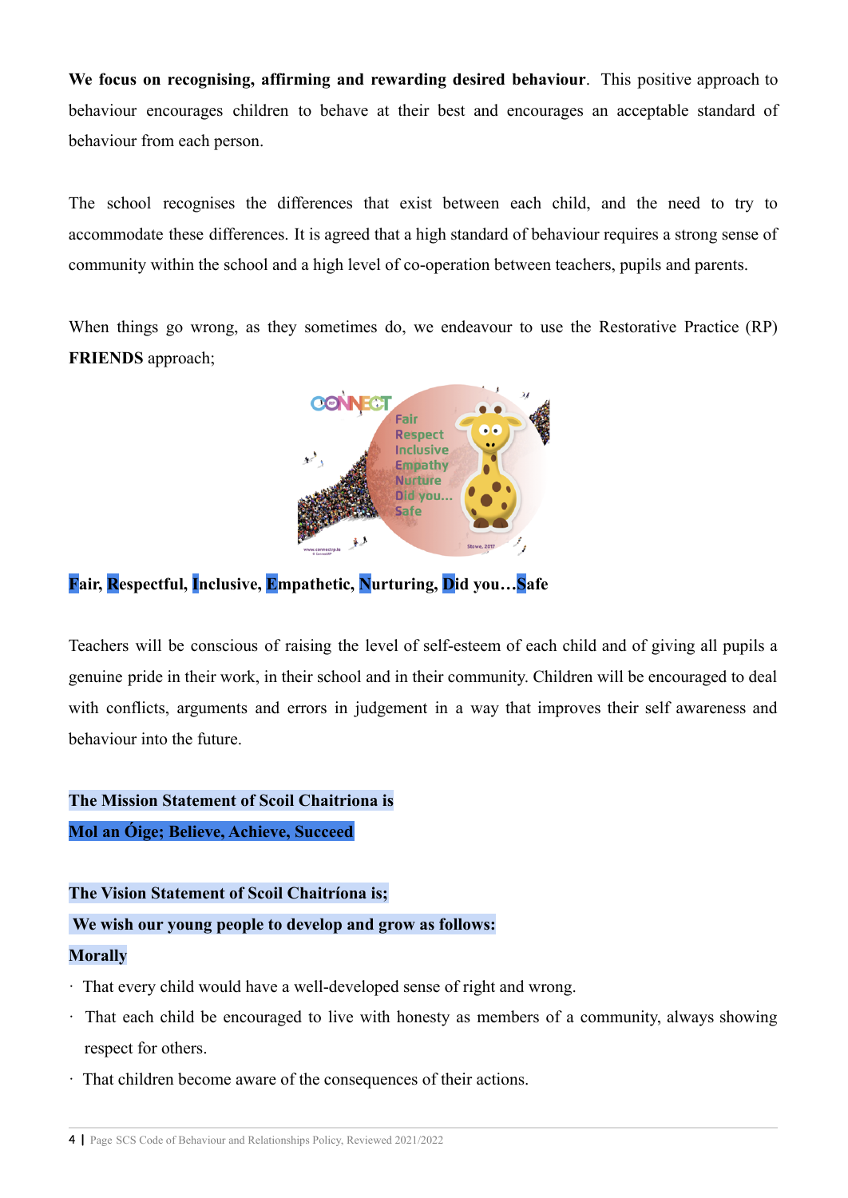**We focus on recognising, affirming and rewarding desired behaviour**. This positive approach to behaviour encourages children to behave at their best and encourages an acceptable standard of behaviour from each person.

The school recognises the differences that exist between each child, and the need to try to accommodate these differences. It is agreed that a high standard of behaviour requires a strong sense of community within the school and a high level of co-operation between teachers, pupils and parents.

When things go wrong, as they sometimes do, we endeavour to use the Restorative Practice (RP) **FRIENDS** approach;

**Fair, Respectful, Inclusive, Empathetic, Nurturing, Did you…Safe**

Teachers will be conscious of raising the level of self-esteem of each child and of giving all pupils a genuine pride in their work, in their school and in their community. Children will be encouraged to deal with conflicts, arguments and errors in judgement in a way that improves their self awareness and behaviour into the future.

**The Mission Statement of Scoil Chaitriona is**
**Mol an Óige; Believe, Achieve, Succeed**

**The Vision Statement of Scoil Chaitríona is;**
**We wish our young people to develop and grow as follows:**

**Morally**

- That every child would have a well-developed sense of right and wrong.
- That each child be encouraged to live with honesty as members of a community, always showing respect for others.
- That children become aware of the consequences of their actions.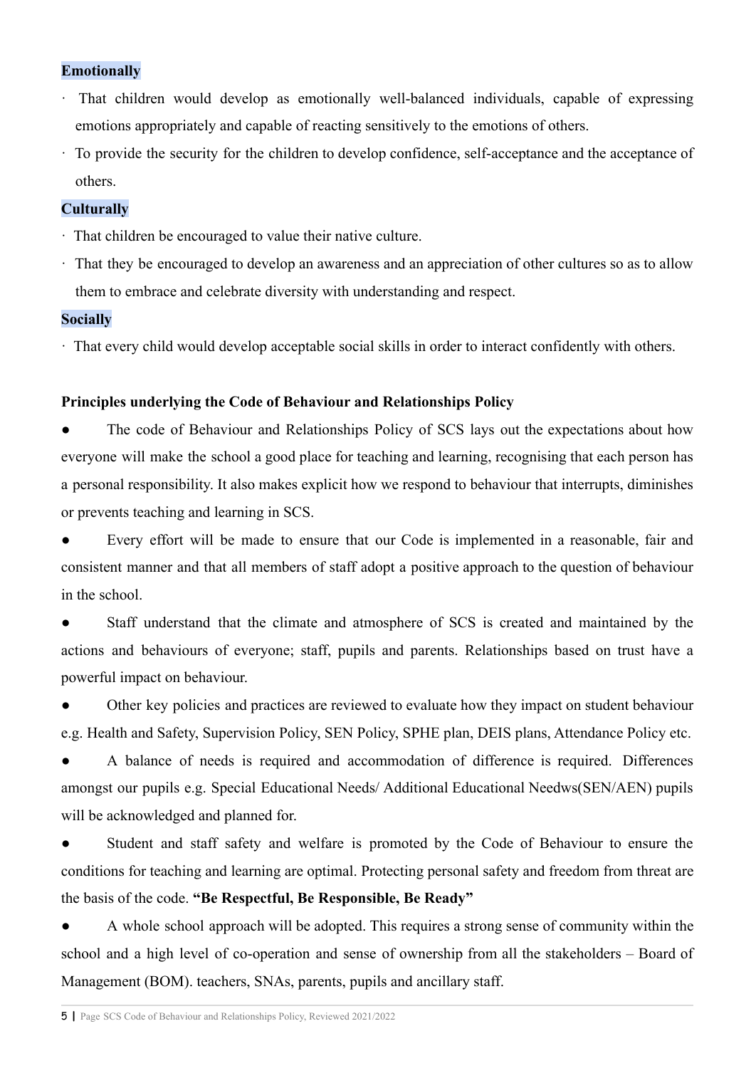**Emotionally**

- That children would develop as emotionally well-balanced individuals, capable of expressing emotions appropriately and capable of reacting sensitively to the emotions of others.
- To provide the security for the children to develop confidence, self-acceptance and the acceptance of others.

**Culturally**

- That children be encouraged to value their native culture.
- That they be encouraged to develop an awareness and an appreciation of other cultures so as to allow them to embrace and celebrate diversity with understanding and respect.

**Socially**

- That every child would develop acceptable social skills in order to interact confidently with others.

**Principles underlying the Code of Behaviour and Relationships Policy**

- The code of Behaviour and Relationships Policy of SCS lays out the expectations about how everyone will make the school a good place for teaching and learning, recognising that each person has a personal responsibility. It also makes explicit how we respond to behaviour that interrupts, diminishes or prevents teaching and learning in SCS.
- Every effort will be made to ensure that our Code is implemented in a reasonable, fair and consistent manner and that all members of staff adopt a positive approach to the question of behaviour in the school.
- Staff understand that the climate and atmosphere of SCS is created and maintained by the actions and behaviours of everyone; staff, pupils and parents. Relationships based on trust have a powerful impact on behaviour.
- Other key policies and practices are reviewed to evaluate how they impact on student behaviour e.g. Health and Safety, Supervision Policy, SEN Policy, SPHE plan, DEIS plans, Attendance Policy etc.
- A balance of needs is required and accommodation of difference is required. Differences amongst our pupils e.g. Special Educational Needs/ Additional Educational Needws(SEN/AEN) pupils will be acknowledged and planned for.
- Student and staff safety and welfare is promoted by the Code of Behaviour to ensure the conditions for teaching and learning are optimal. Protecting personal safety and freedom from threat are the basis of the code. **"Be Respectful, Be Responsible, Be Ready"**
- A whole school approach will be adopted. This requires a strong sense of community within the school and a high level of co-operation and sense of ownership from all the stakeholders – Board of Management (BOM). teachers, SNAs, parents, pupils and ancillary staff.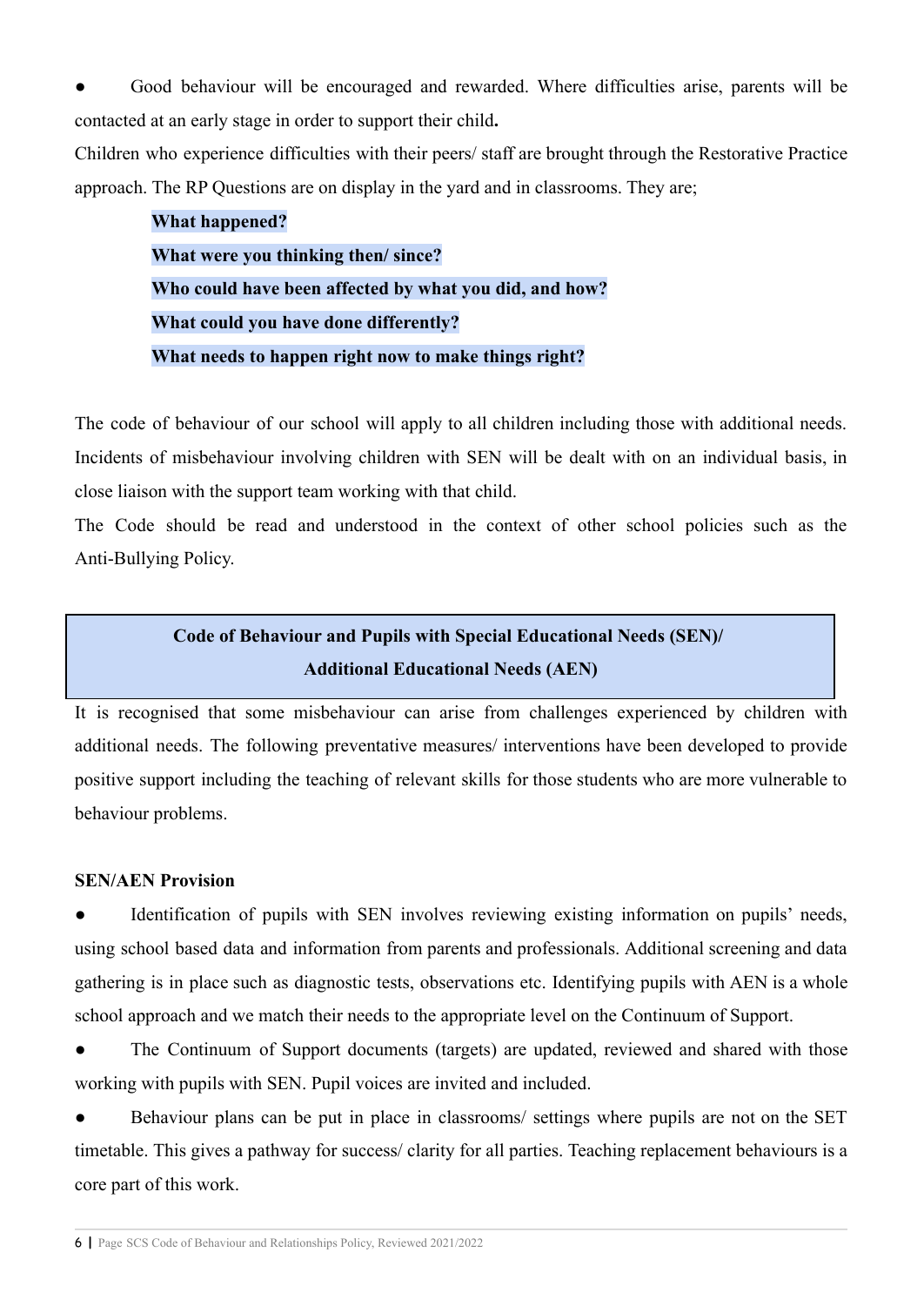- Good behaviour will be encouraged and rewarded. Where difficulties arise, parents will be contacted at an early stage in order to support their child**.**

Children who experience difficulties with their peers/ staff are brought through the Restorative Practice approach. The RP Questions are on display in the yard and in classrooms. They are;

> **What happened?**
> **What were you thinking then/ since?**
> **Who could have been affected by what you did, and how?**
> **What could you have done differently?**
> **What needs to happen right now to make things right?**

The code of behaviour of our school will apply to all children including those with additional needs. Incidents of misbehaviour involving children with SEN will be dealt with on an individual basis, in close liaison with the support team working with that child.

The Code should be read and understood in the context of other school policies such as the Anti-Bullying Policy.

## Code of Behaviour and Pupils with Special Educational Needs (SEN)/ Additional Educational Needs (AEN)

It is recognised that some misbehaviour can arise from challenges experienced by children with additional needs. The following preventative measures/ interventions have been developed to provide positive support including the teaching of relevant skills for those students who are more vulnerable to behaviour problems.

**SEN/AEN Provision**

- Identification of pupils with SEN involves reviewing existing information on pupils' needs, using school based data and information from parents and professionals. Additional screening and data gathering is in place such as diagnostic tests, observations etc. Identifying pupils with AEN is a whole school approach and we match their needs to the appropriate level on the Continuum of Support.
- The Continuum of Support documents (targets) are updated, reviewed and shared with those working with pupils with SEN. Pupil voices are invited and included.
- Behaviour plans can be put in place in classrooms/ settings where pupils are not on the SET timetable. This gives a pathway for success/ clarity for all parties. Teaching replacement behaviours is a core part of this work.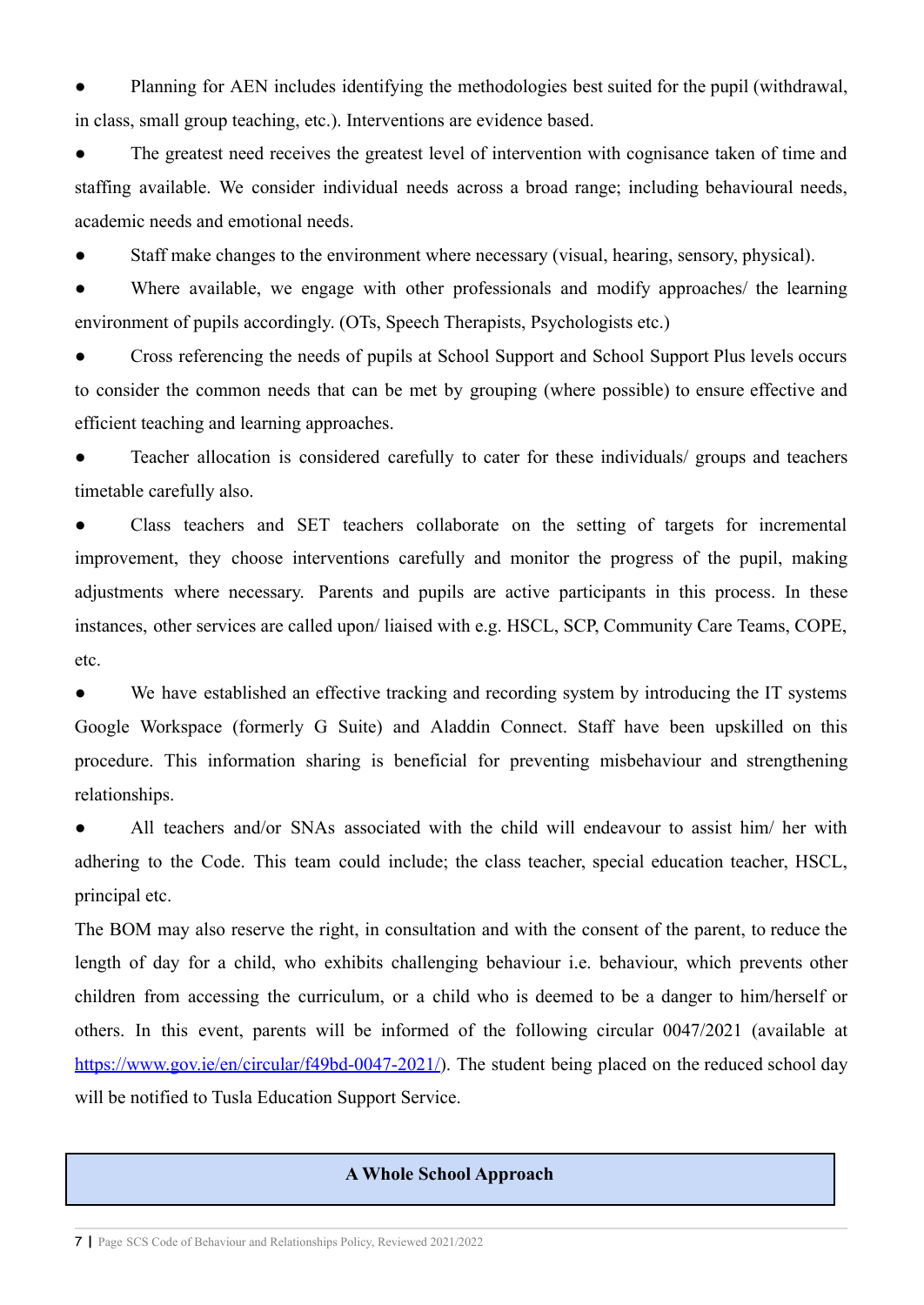- Planning for AEN includes identifying the methodologies best suited for the pupil (withdrawal, in class, small group teaching, etc.). Interventions are evidence based.
- The greatest need receives the greatest level of intervention with cognisance taken of time and staffing available. We consider individual needs across a broad range; including behavioural needs, academic needs and emotional needs.
- Staff make changes to the environment where necessary (visual, hearing, sensory, physical).
- Where available, we engage with other professionals and modify approaches/ the learning environment of pupils accordingly. (OTs, Speech Therapists, Psychologists etc.)
- Cross referencing the needs of pupils at School Support and School Support Plus levels occurs to consider the common needs that can be met by grouping (where possible) to ensure effective and efficient teaching and learning approaches.
- Teacher allocation is considered carefully to cater for these individuals/ groups and teachers timetable carefully also.
- Class teachers and SET teachers collaborate on the setting of targets for incremental improvement, they choose interventions carefully and monitor the progress of the pupil, making adjustments where necessary. Parents and pupils are active participants in this process. In these instances, other services are called upon/ liaised with e.g. HSCL, SCP, Community Care Teams, COPE, etc.
- We have established an effective tracking and recording system by introducing the IT systems Google Workspace (formerly G Suite) and Aladdin Connect. Staff have been upskilled on this procedure. This information sharing is beneficial for preventing misbehaviour and strengthening relationships.
- All teachers and/or SNAs associated with the child will endeavour to assist him/ her with adhering to the Code. This team could include; the class teacher, special education teacher, HSCL, principal etc.

The BOM may also reserve the right, in consultation and with the consent of the parent, to reduce the length of day for a child, who exhibits challenging behaviour i.e. behaviour, which prevents other children from accessing the curriculum, or a child who is deemed to be a danger to him/herself or others. In this event, parents will be informed of the following circular 0047/2021 (available at [https://www.gov.ie/en/circular/f49bd-0047-2021/](https://www.gov.ie/en/circular/f49bd-0047-2021/)). The student being placed on the reduced school day will be notified to Tusla Education Support Service.

## A Whole School Approach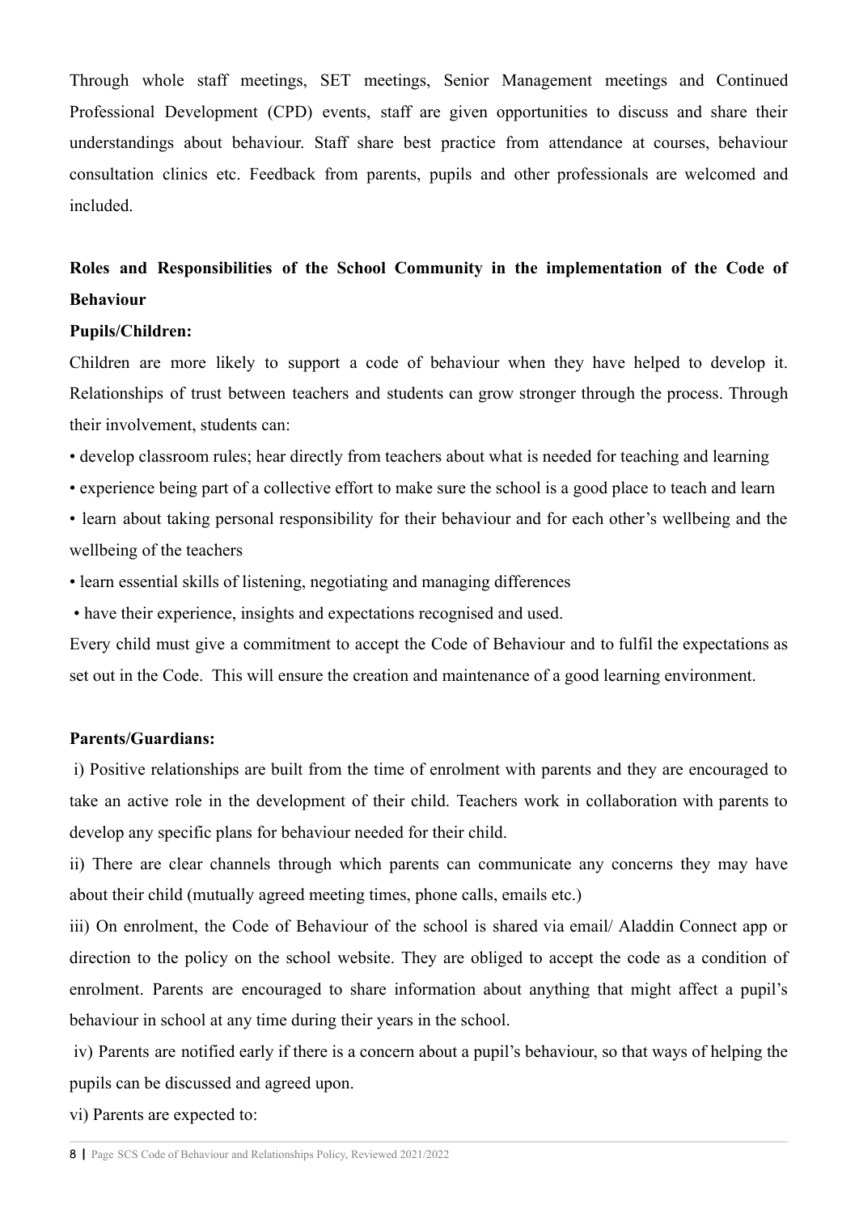Through whole staff meetings, SET meetings, Senior Management meetings and Continued Professional Development (CPD) events, staff are given opportunities to discuss and share their understandings about behaviour. Staff share best practice from attendance at courses, behaviour consultation clinics etc. Feedback from parents, pupils and other professionals are welcomed and included.

## Roles and Responsibilities of the School Community in the implementation of the Code of Behaviour

**Pupils/Children:**

Children are more likely to support a code of behaviour when they have helped to develop it. Relationships of trust between teachers and students can grow stronger through the process. Through their involvement, students can:

- develop classroom rules; hear directly from teachers about what is needed for teaching and learning
- experience being part of a collective effort to make sure the school is a good place to teach and learn
- learn about taking personal responsibility for their behaviour and for each other's wellbeing and the wellbeing of the teachers
- learn essential skills of listening, negotiating and managing differences
- have their experience, insights and expectations recognised and used.

Every child must give a commitment to accept the Code of Behaviour and to fulfil the expectations as set out in the Code. This will ensure the creation and maintenance of a good learning environment.

**Parents/Guardians:**

i) Positive relationships are built from the time of enrolment with parents and they are encouraged to take an active role in the development of their child. Teachers work in collaboration with parents to develop any specific plans for behaviour needed for their child.

ii) There are clear channels through which parents can communicate any concerns they may have about their child (mutually agreed meeting times, phone calls, emails etc.)

iii) On enrolment, the Code of Behaviour of the school is shared via email/ Aladdin Connect app or direction to the policy on the school website. They are obliged to accept the code as a condition of enrolment. Parents are encouraged to share information about anything that might affect a pupil's behaviour in school at any time during their years in the school.

iv) Parents are notified early if there is a concern about a pupil's behaviour, so that ways of helping the pupils can be discussed and agreed upon.

vi) Parents are expected to: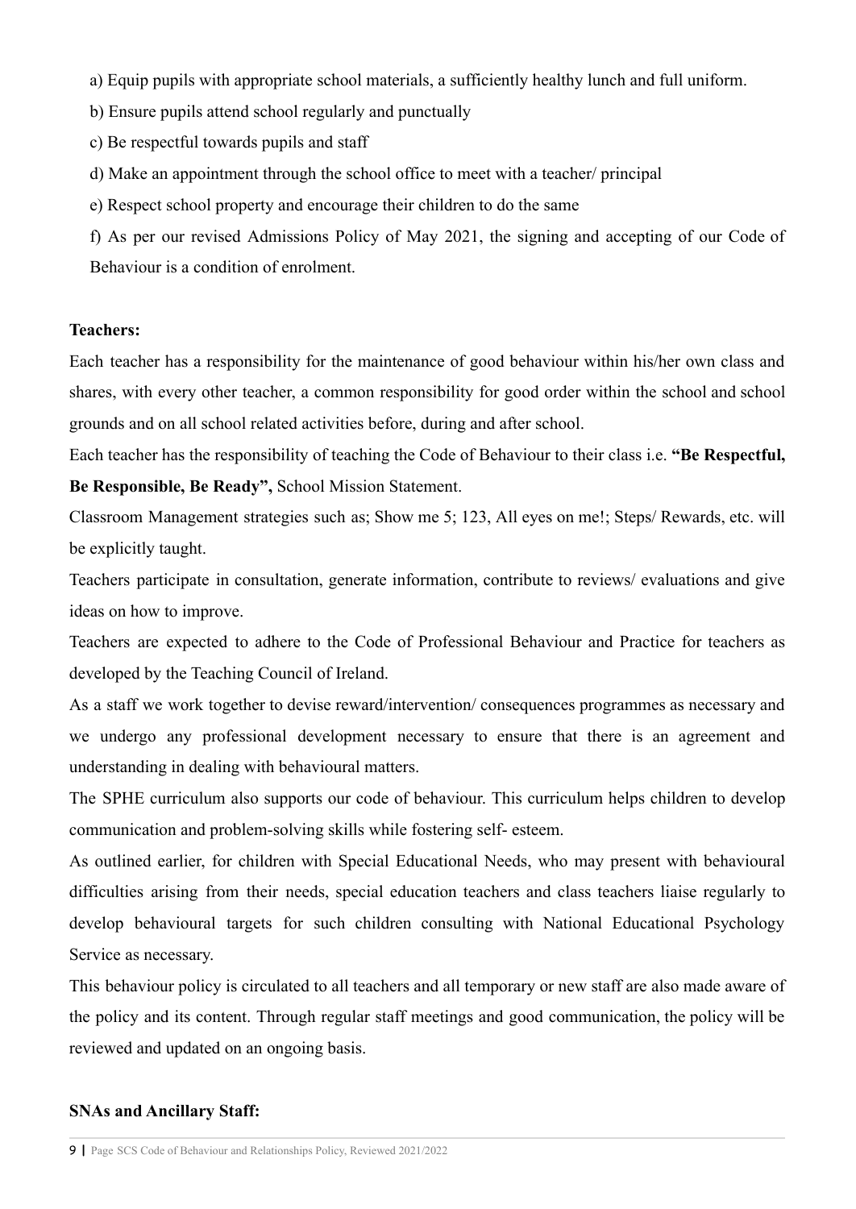a) Equip pupils with appropriate school materials, a sufficiently healthy lunch and full uniform.

b) Ensure pupils attend school regularly and punctually

c) Be respectful towards pupils and staff

d) Make an appointment through the school office to meet with a teacher/ principal

e) Respect school property and encourage their children to do the same

f) As per our revised Admissions Policy of May 2021, the signing and accepting of our Code of Behaviour is a condition of enrolment.

**Teachers:**

Each teacher has a responsibility for the maintenance of good behaviour within his/her own class and shares, with every other teacher, a common responsibility for good order within the school and school grounds and on all school related activities before, during and after school.

Each teacher has the responsibility of teaching the Code of Behaviour to their class i.e. **"Be Respectful, Be Responsible, Be Ready",** School Mission Statement.

Classroom Management strategies such as; Show me 5; 123, All eyes on me!; Steps/ Rewards, etc. will be explicitly taught.

Teachers participate in consultation, generate information, contribute to reviews/ evaluations and give ideas on how to improve.

Teachers are expected to adhere to the Code of Professional Behaviour and Practice for teachers as developed by the Teaching Council of Ireland.

As a staff we work together to devise reward/intervention/ consequences programmes as necessary and we undergo any professional development necessary to ensure that there is an agreement and understanding in dealing with behavioural matters.

The SPHE curriculum also supports our code of behaviour. This curriculum helps children to develop communication and problem-solving skills while fostering self- esteem.

As outlined earlier, for children with Special Educational Needs, who may present with behavioural difficulties arising from their needs, special education teachers and class teachers liaise regularly to develop behavioural targets for such children consulting with National Educational Psychology Service as necessary.

This behaviour policy is circulated to all teachers and all temporary or new staff are also made aware of the policy and its content. Through regular staff meetings and good communication, the policy will be reviewed and updated on an ongoing basis.

**SNAs and Ancillary Staff:**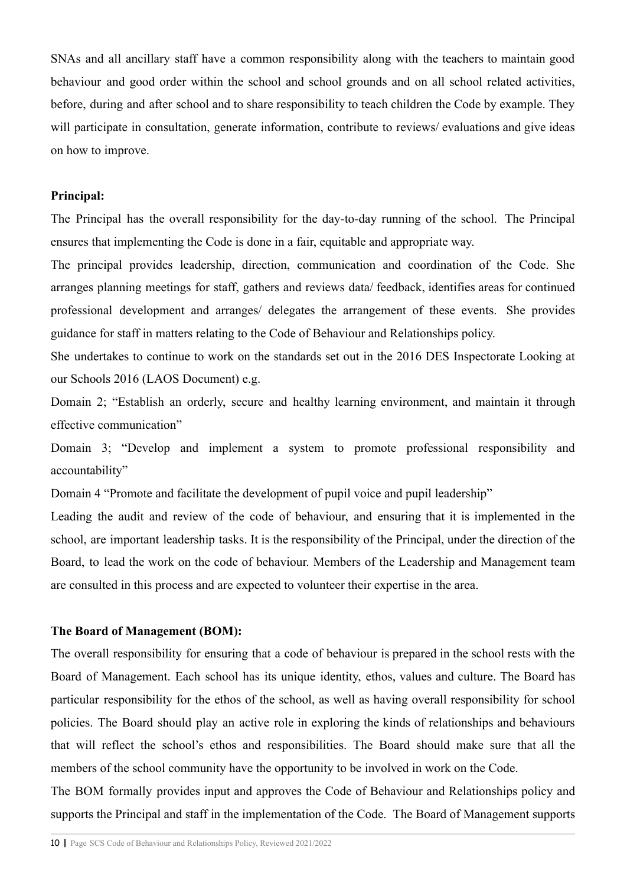SNAs and all ancillary staff have a common responsibility along with the teachers to maintain good behaviour and good order within the school and school grounds and on all school related activities, before, during and after school and to share responsibility to teach children the Code by example. They will participate in consultation, generate information, contribute to reviews/ evaluations and give ideas on how to improve.

**Principal:**

The Principal has the overall responsibility for the day-to-day running of the school. The Principal ensures that implementing the Code is done in a fair, equitable and appropriate way.

The principal provides leadership, direction, communication and coordination of the Code. She arranges planning meetings for staff, gathers and reviews data/ feedback, identifies areas for continued professional development and arranges/ delegates the arrangement of these events. She provides guidance for staff in matters relating to the Code of Behaviour and Relationships policy.

She undertakes to continue to work on the standards set out in the 2016 DES Inspectorate Looking at our Schools 2016 (LAOS Document) e.g.

Domain 2; "Establish an orderly, secure and healthy learning environment, and maintain it through effective communication"

Domain 3; "Develop and implement a system to promote professional responsibility and accountability"

Domain 4 "Promote and facilitate the development of pupil voice and pupil leadership"

Leading the audit and review of the code of behaviour, and ensuring that it is implemented in the school, are important leadership tasks. It is the responsibility of the Principal, under the direction of the Board, to lead the work on the code of behaviour. Members of the Leadership and Management team are consulted in this process and are expected to volunteer their expertise in the area.

**The Board of Management (BOM):**

The overall responsibility for ensuring that a code of behaviour is prepared in the school rests with the Board of Management. Each school has its unique identity, ethos, values and culture. The Board has particular responsibility for the ethos of the school, as well as having overall responsibility for school policies. The Board should play an active role in exploring the kinds of relationships and behaviours that will reflect the school's ethos and responsibilities. The Board should make sure that all the members of the school community have the opportunity to be involved in work on the Code.

The BOM formally provides input and approves the Code of Behaviour and Relationships policy and supports the Principal and staff in the implementation of the Code. The Board of Management supports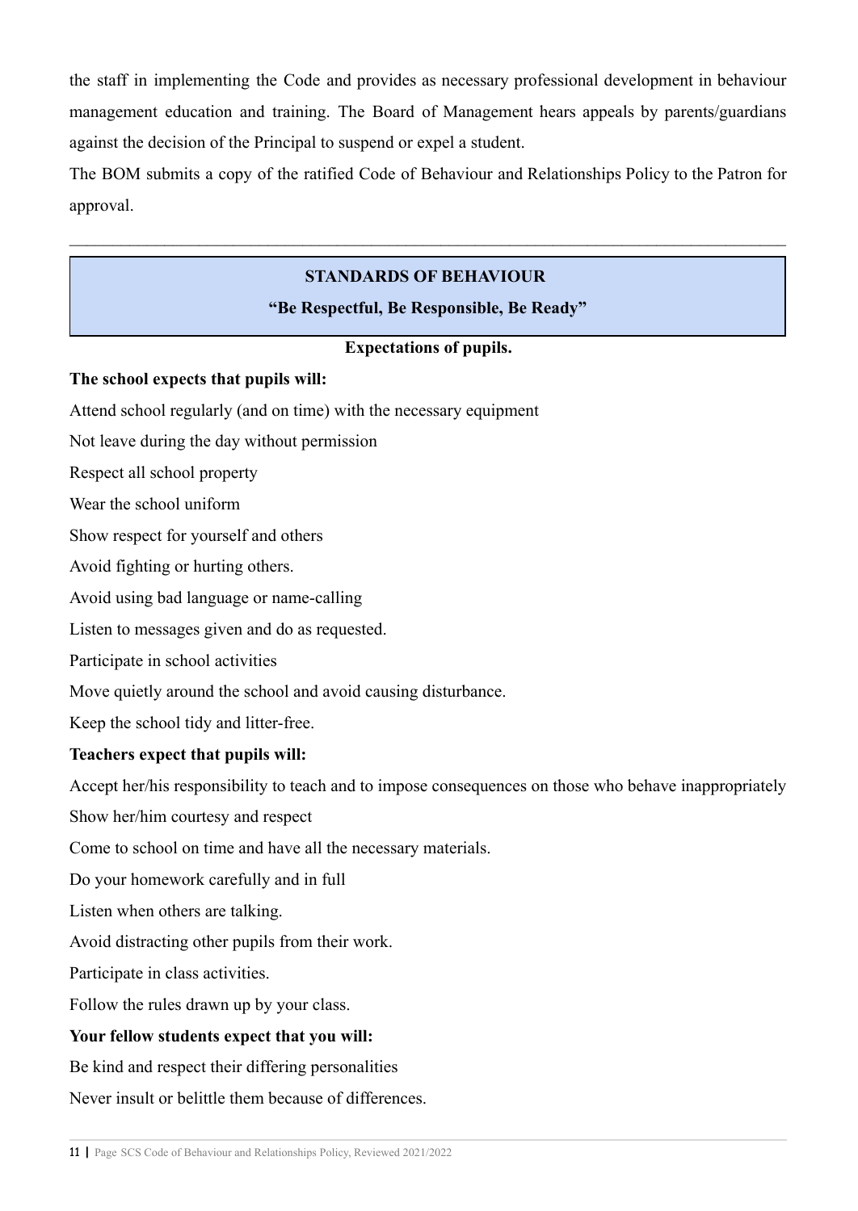the staff in implementing the Code and provides as necessary professional development in behaviour management education and training. The Board of Management hears appeals by parents/guardians against the decision of the Principal to suspend or expel a student.

The BOM submits a copy of the ratified Code of Behaviour and Relationships Policy to the Patron for approval.

---

## STANDARDS OF BEHAVIOUR

**"Be Respectful, Be Responsible, Be Ready"**

**Expectations of pupils.**

**The school expects that pupils will:**

Attend school regularly (and on time) with the necessary equipment

Not leave during the day without permission

Respect all school property

Wear the school uniform

Show respect for yourself and others

Avoid fighting or hurting others.

Avoid using bad language or name-calling

Listen to messages given and do as requested.

Participate in school activities

Move quietly around the school and avoid causing disturbance.

Keep the school tidy and litter-free.

**Teachers expect that pupils will:**

Accept her/his responsibility to teach and to impose consequences on those who behave inappropriately

Show her/him courtesy and respect

Come to school on time and have all the necessary materials.

Do your homework carefully and in full

Listen when others are talking.

Avoid distracting other pupils from their work.

Participate in class activities.

Follow the rules drawn up by your class.

**Your fellow students expect that you will:**

Be kind and respect their differing personalities

Never insult or belittle them because of differences.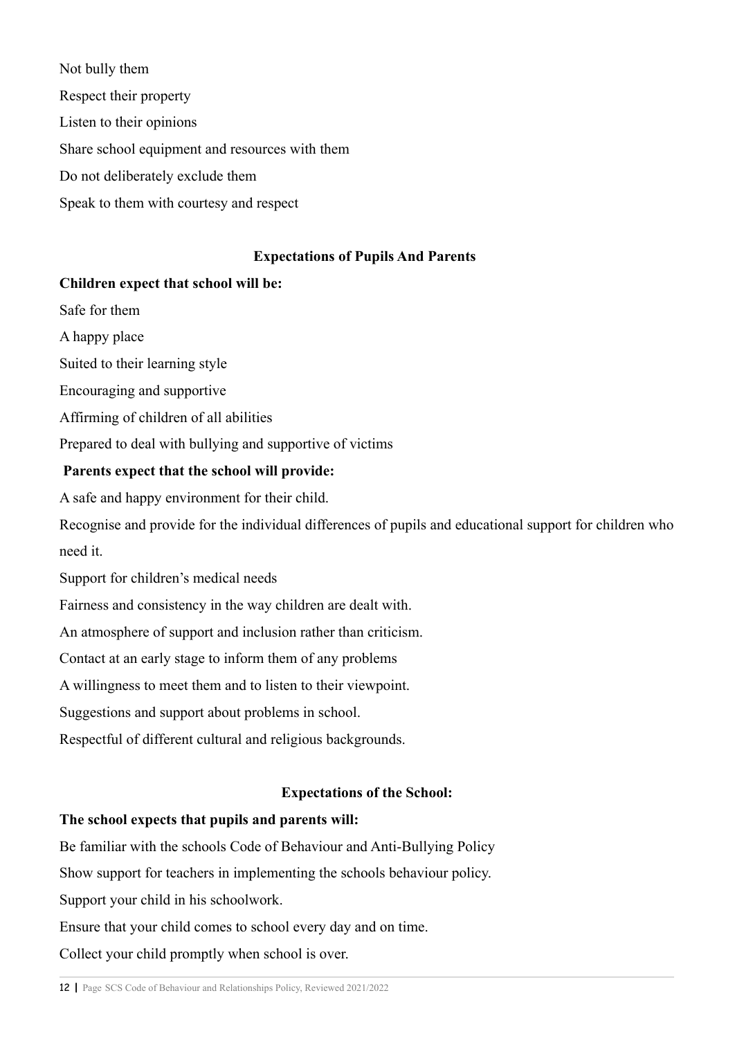Not bully them

Respect their property

Listen to their opinions

Share school equipment and resources with them

Do not deliberately exclude them

Speak to them with courtesy and respect

### Expectations of Pupils And Parents

**Children expect that school will be:**

Safe for them

A happy place

Suited to their learning style

Encouraging and supportive

Affirming of children of all abilities

Prepared to deal with bullying and supportive of victims

**Parents expect that the school will provide:**

A safe and happy environment for their child.

Recognise and provide for the individual differences of pupils and educational support for children who need it.

Support for children's medical needs

Fairness and consistency in the way children are dealt with.

An atmosphere of support and inclusion rather than criticism.

Contact at an early stage to inform them of any problems

A willingness to meet them and to listen to their viewpoint.

Suggestions and support about problems in school.

Respectful of different cultural and religious backgrounds.

### Expectations of the School:

**The school expects that pupils and parents will:**

Be familiar with the schools Code of Behaviour and Anti-Bullying Policy

Show support for teachers in implementing the schools behaviour policy.

Support your child in his schoolwork.

Ensure that your child comes to school every day and on time.

Collect your child promptly when school is over.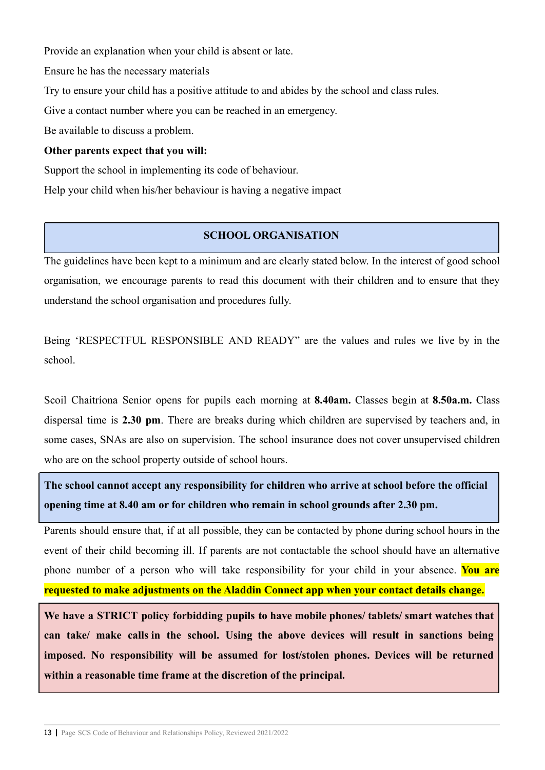Provide an explanation when your child is absent or late.

Ensure he has the necessary materials

Try to ensure your child has a positive attitude to and abides by the school and class rules.

Give a contact number where you can be reached in an emergency.

Be available to discuss a problem.

**Other parents expect that you will:**

Support the school in implementing its code of behaviour.

Help your child when his/her behaviour is having a negative impact

## SCHOOL ORGANISATION

The guidelines have been kept to a minimum and are clearly stated below. In the interest of good school organisation, we encourage parents to read this document with their children and to ensure that they understand the school organisation and procedures fully.

Being 'RESPECTFUL RESPONSIBLE AND READY" are the values and rules we live by in the school.

Scoil Chaitríona Senior opens for pupils each morning at **8.40am.** Classes begin at **8.50a.m.** Class dispersal time is **2.30 pm**. There are breaks during which children are supervised by teachers and, in some cases, SNAs are also on supervision. The school insurance does not cover unsupervised children who are on the school property outside of school hours.

**The school cannot accept any responsibility for children who arrive at school before the official opening time at 8.40 am or for children who remain in school grounds after 2.30 pm.**

Parents should ensure that, if at all possible, they can be contacted by phone during school hours in the event of their child becoming ill. If parents are not contactable the school should have an alternative phone number of a person who will take responsibility for your child in your absence. **You are requested to make adjustments on the Aladdin Connect app when your contact details change.**

**We have a STRICT policy forbidding pupils to have mobile phones/ tablets/ smart watches that can take/ make calls in the school. Using the above devices will result in sanctions being imposed. No responsibility will be assumed for lost/stolen phones. Devices will be returned within a reasonable time frame at the discretion of the principal.**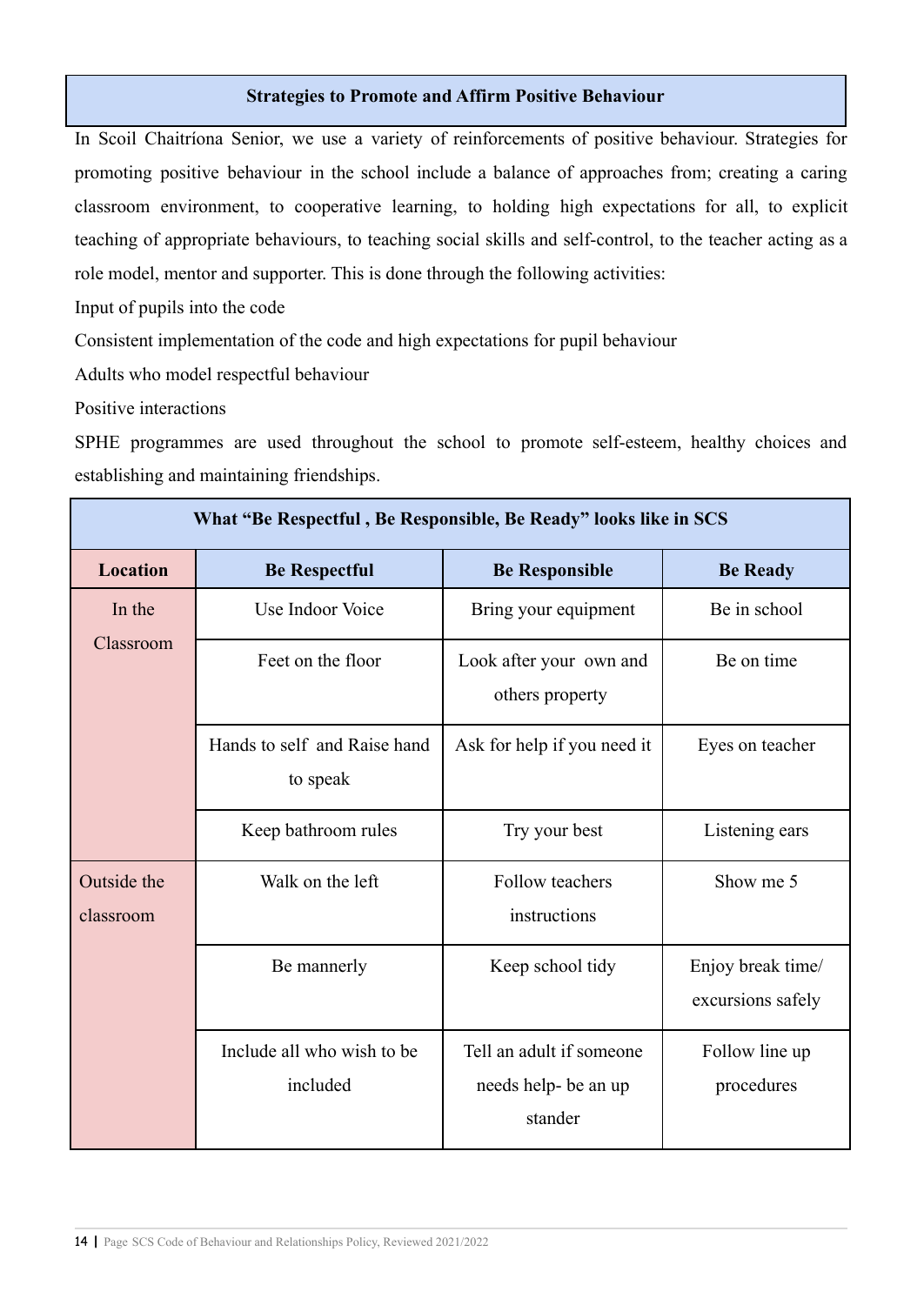## Strategies to Promote and Affirm Positive Behaviour

In Scoil Chaitríona Senior, we use a variety of reinforcements of positive behaviour. Strategies for promoting positive behaviour in the school include a balance of approaches from; creating a caring classroom environment, to cooperative learning, to holding high expectations for all, to explicit teaching of appropriate behaviours, to teaching social skills and self-control, to the teacher acting as a role model, mentor and supporter. This is done through the following activities:

Input of pupils into the code

Consistent implementation of the code and high expectations for pupil behaviour

Adults who model respectful behaviour

Positive interactions

SPHE programmes are used throughout the school to promote self-esteem, healthy choices and establishing and maintaining friendships.

| What "Be Respectful , Be Responsible, Be Ready" looks like in SCS | | | |
|---|---|---|---|
| **Location** | **Be Respectful** | **Be Responsible** | **Be Ready** |
| In the Classroom | Use Indoor Voice | Bring your equipment | Be in school |
| | Feet on the floor | Look after your own and others property | Be on time |
| | Hands to self and Raise hand to speak | Ask for help if you need it | Eyes on teacher |
| | Keep bathroom rules | Try your best | Listening ears |
| Outside the classroom | Walk on the left | Follow teachers instructions | Show me 5 |
| | Be mannerly | Keep school tidy | Enjoy break time/ excursions safely |
| | Include all who wish to be included | Tell an adult if someone needs help- be an up stander | Follow line up procedures |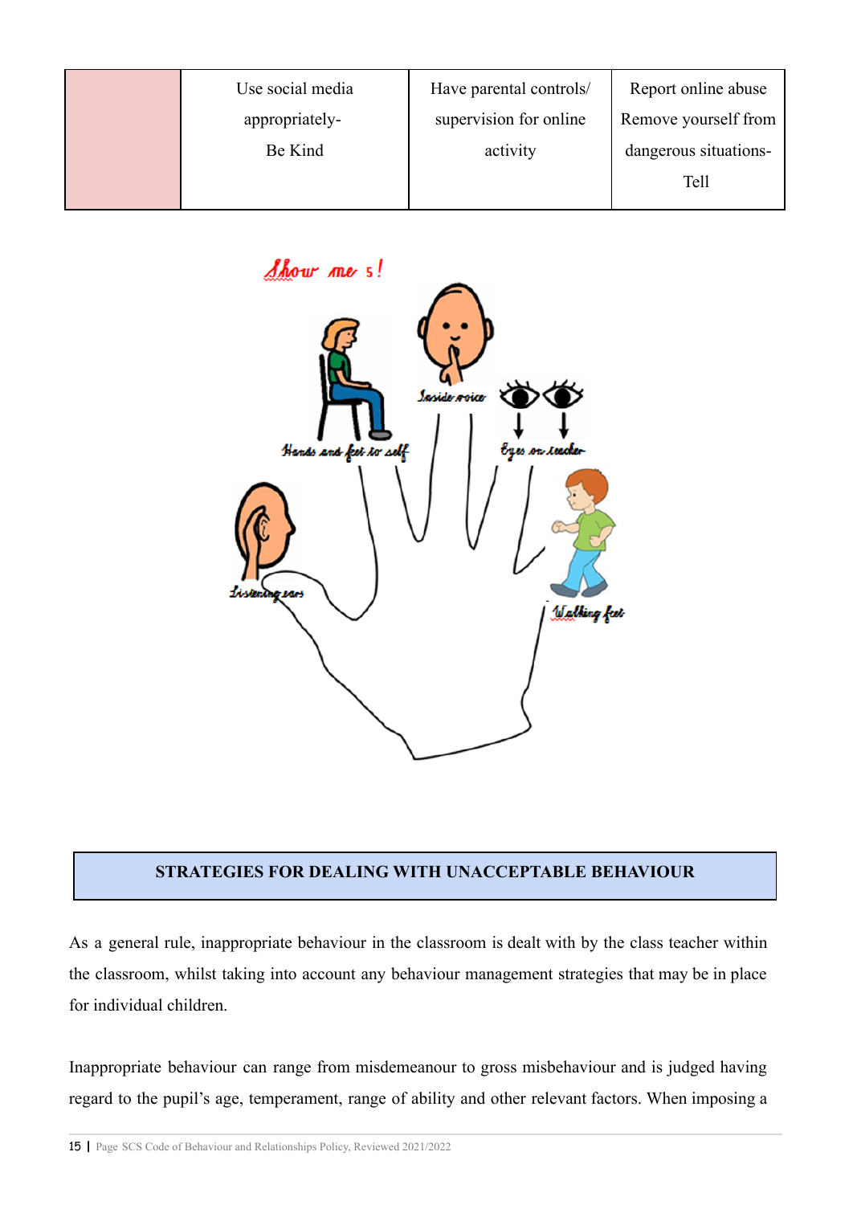|  | Use social media appropriately- Be Kind | Have parental controls/ supervision for online activity | Report online abuse Remove yourself from dangerous situations- Tell |
|---|---|---|---|

Show me 5!

Hands and feet to self

Inside voice

Eyes on teacher

Listening ears

Walking feet

## STRATEGIES FOR DEALING WITH UNACCEPTABLE BEHAVIOUR

As a general rule, inappropriate behaviour in the classroom is dealt with by the class teacher within the classroom, whilst taking into account any behaviour management strategies that may be in place for individual children.

Inappropriate behaviour can range from misdemeanour to gross misbehaviour and is judged having regard to the pupil's age, temperament, range of ability and other relevant factors. When imposing a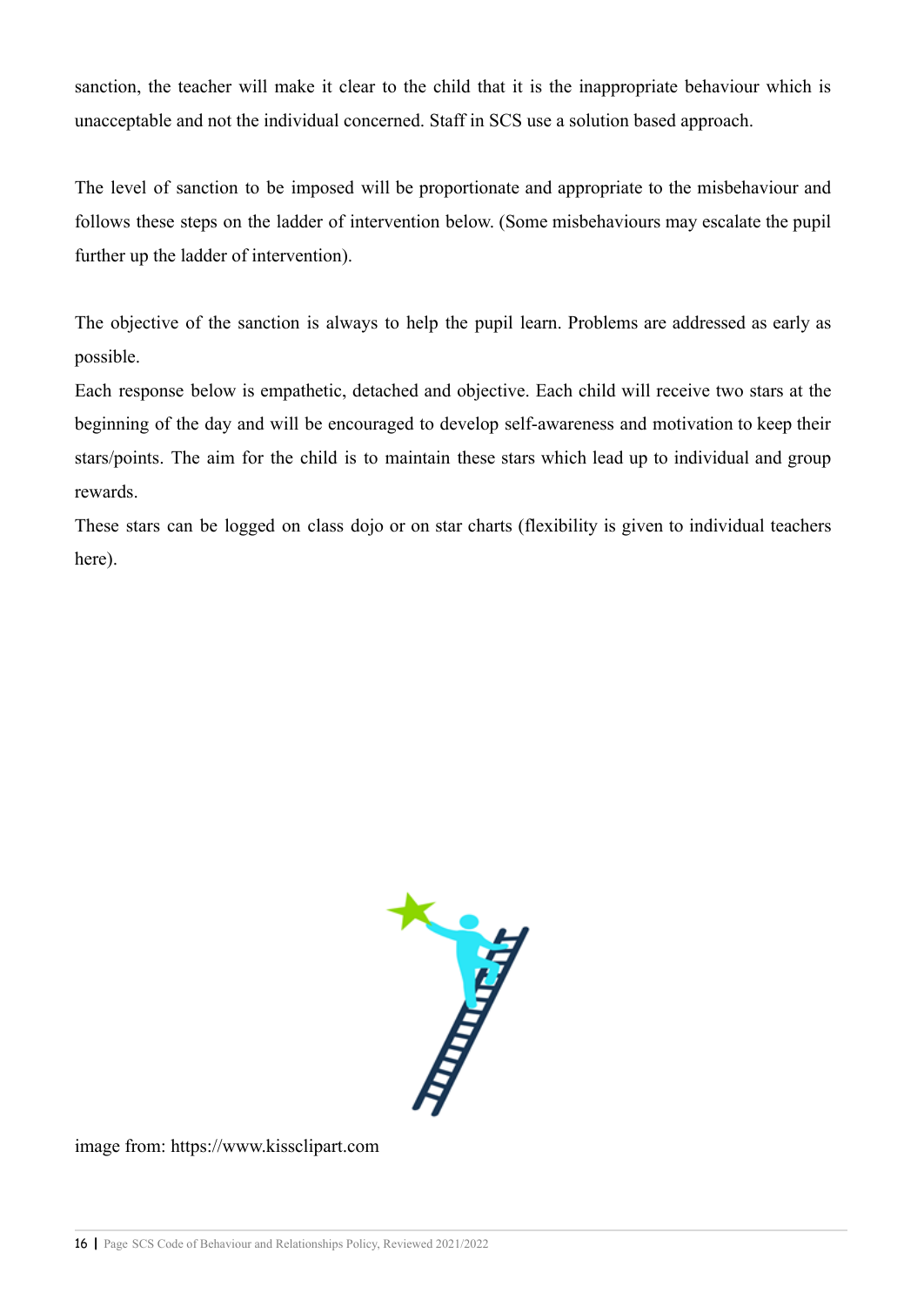sanction, the teacher will make it clear to the child that it is the inappropriate behaviour which is unacceptable and not the individual concerned. Staff in SCS use a solution based approach.

The level of sanction to be imposed will be proportionate and appropriate to the misbehaviour and follows these steps on the ladder of intervention below. (Some misbehaviours may escalate the pupil further up the ladder of intervention).

The objective of the sanction is always to help the pupil learn. Problems are addressed as early as possible.

Each response below is empathetic, detached and objective. Each child will receive two stars at the beginning of the day and will be encouraged to develop self-awareness and motivation to keep their stars/points. The aim for the child is to maintain these stars which lead up to individual and group rewards.

These stars can be logged on class dojo or on star charts (flexibility is given to individual teachers here).

image from: https://www.kissclipart.com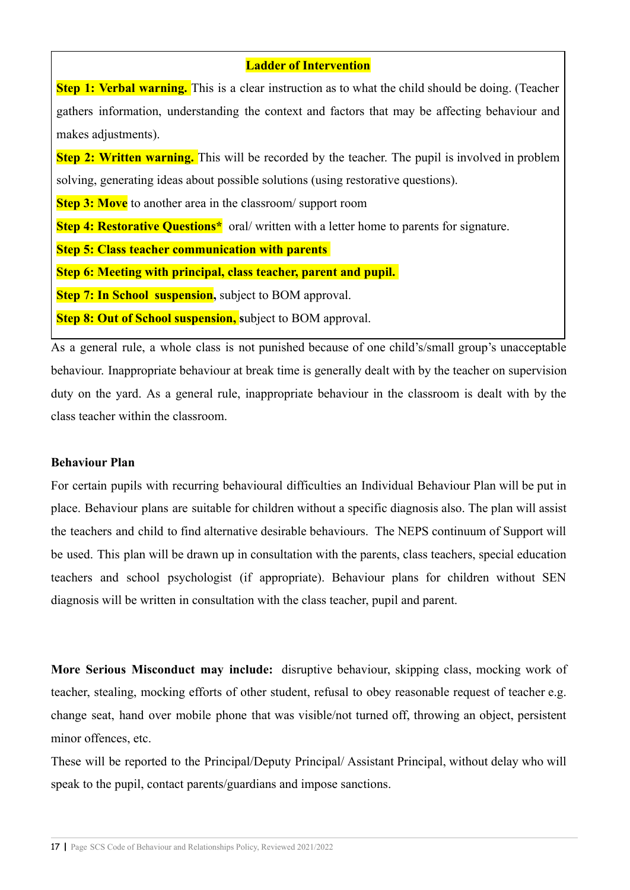**Ladder of Intervention**

**Step 1: Verbal warning.** This is a clear instruction as to what the child should be doing. (Teacher gathers information, understanding the context and factors that may be affecting behaviour and makes adjustments).

**Step 2: Written warning.** This will be recorded by the teacher. The pupil is involved in problem solving, generating ideas about possible solutions (using restorative questions).

**Step 3: Move** to another area in the classroom/ support room

**Step 4: Restorative Questions*** oral/ written with a letter home to parents for signature.

**Step 5: Class teacher communication with parents**

**Step 6: Meeting with principal, class teacher, parent and pupil.**

**Step 7: In School suspension,** subject to BOM approval.

**Step 8: Out of School suspension, s**ubject to BOM approval.

As a general rule, a whole class is not punished because of one child's/small group's unacceptable behaviour. Inappropriate behaviour at break time is generally dealt with by the teacher on supervision duty on the yard. As a general rule, inappropriate behaviour in the classroom is dealt with by the class teacher within the classroom.

**Behaviour Plan**

For certain pupils with recurring behavioural difficulties an Individual Behaviour Plan will be put in place. Behaviour plans are suitable for children without a specific diagnosis also. The plan will assist the teachers and child to find alternative desirable behaviours. The NEPS continuum of Support will be used. This plan will be drawn up in consultation with the parents, class teachers, special education teachers and school psychologist (if appropriate). Behaviour plans for children without SEN diagnosis will be written in consultation with the class teacher, pupil and parent.

**More Serious Misconduct may include:** disruptive behaviour, skipping class, mocking work of teacher, stealing, mocking efforts of other student, refusal to obey reasonable request of teacher e.g. change seat, hand over mobile phone that was visible/not turned off, throwing an object, persistent minor offences, etc.

These will be reported to the Principal/Deputy Principal/ Assistant Principal, without delay who will speak to the pupil, contact parents/guardians and impose sanctions.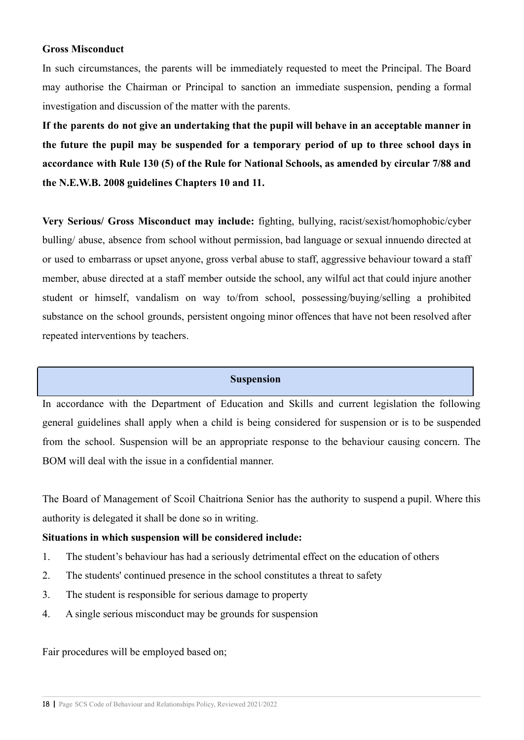**Gross Misconduct**

In such circumstances, the parents will be immediately requested to meet the Principal. The Board may authorise the Chairman or Principal to sanction an immediate suspension, pending a formal investigation and discussion of the matter with the parents.

**If the parents do not give an undertaking that the pupil will behave in an acceptable manner in the future the pupil may be suspended for a temporary period of up to three school days in accordance with Rule 130 (5) of the Rule for National Schools, as amended by circular 7/88 and the N.E.W.B. 2008 guidelines Chapters 10 and 11.**

**Very Serious/ Gross Misconduct may include:** fighting, bullying, racist/sexist/homophobic/cyber bulling/ abuse, absence from school without permission, bad language or sexual innuendo directed at or used to embarrass or upset anyone, gross verbal abuse to staff, aggressive behaviour toward a staff member, abuse directed at a staff member outside the school, any wilful act that could injure another student or himself, vandalism on way to/from school, possessing/buying/selling a prohibited substance on the school grounds, persistent ongoing minor offences that have not been resolved after repeated interventions by teachers.

## Suspension

In accordance with the Department of Education and Skills and current legislation the following general guidelines shall apply when a child is being considered for suspension or is to be suspended from the school. Suspension will be an appropriate response to the behaviour causing concern. The BOM will deal with the issue in a confidential manner.

The Board of Management of Scoil Chaitríona Senior has the authority to suspend a pupil. Where this authority is delegated it shall be done so in writing.

**Situations in which suspension will be considered include:**

1. The student's behaviour has had a seriously detrimental effect on the education of others
2. The students' continued presence in the school constitutes a threat to safety
3. The student is responsible for serious damage to property
4. A single serious misconduct may be grounds for suspension

Fair procedures will be employed based on;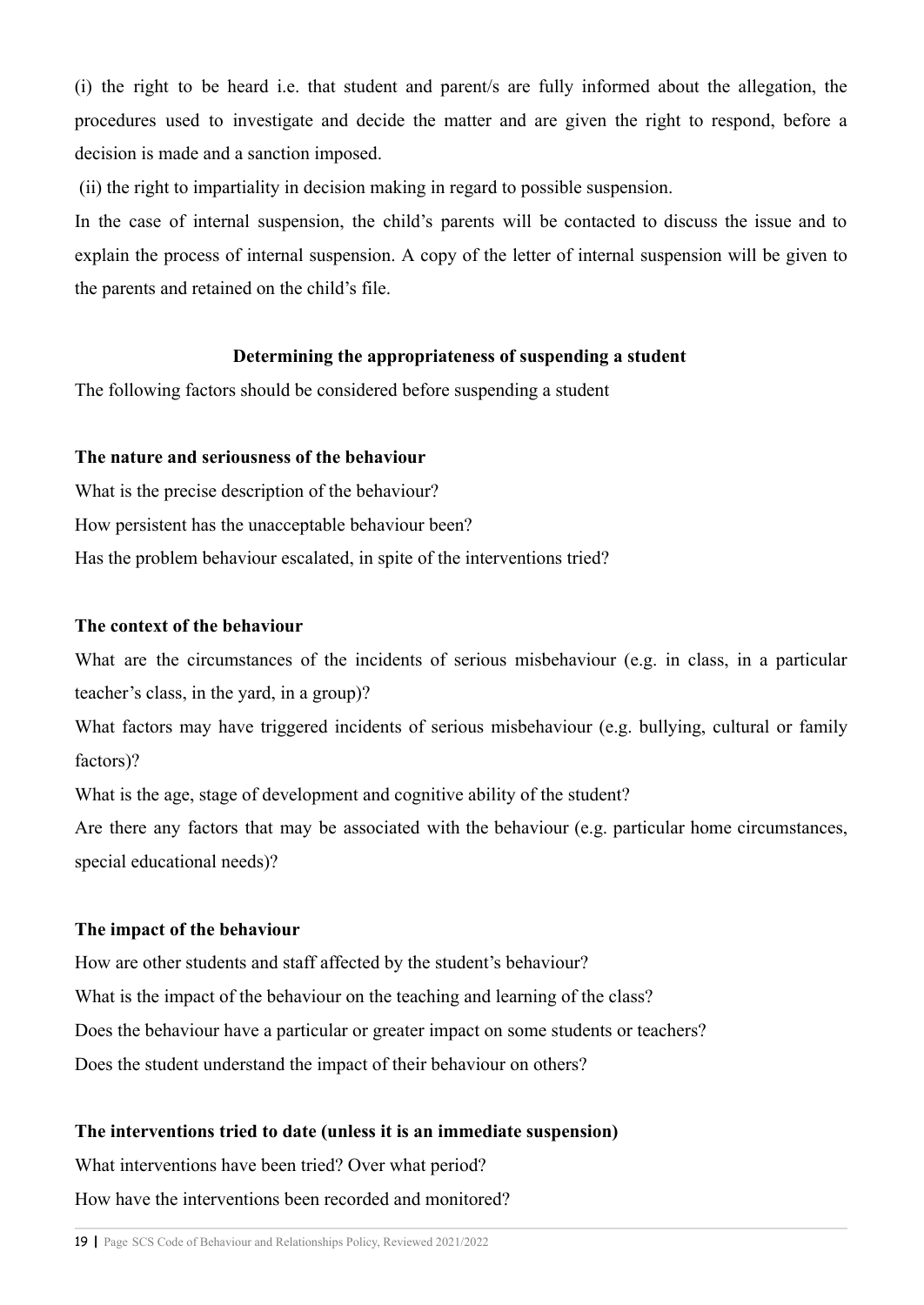(i) the right to be heard i.e. that student and parent/s are fully informed about the allegation, the procedures used to investigate and decide the matter and are given the right to respond, before a decision is made and a sanction imposed.

(ii) the right to impartiality in decision making in regard to possible suspension.

In the case of internal suspension, the child's parents will be contacted to discuss the issue and to explain the process of internal suspension. A copy of the letter of internal suspension will be given to the parents and retained on the child's file.

**Determining the appropriateness of suspending a student**

The following factors should be considered before suspending a student

**The nature and seriousness of the behaviour**

What is the precise description of the behaviour?

How persistent has the unacceptable behaviour been?

Has the problem behaviour escalated, in spite of the interventions tried?

**The context of the behaviour**

What are the circumstances of the incidents of serious misbehaviour (e.g. in class, in a particular teacher's class, in the yard, in a group)?

What factors may have triggered incidents of serious misbehaviour (e.g. bullying, cultural or family factors)?

What is the age, stage of development and cognitive ability of the student?

Are there any factors that may be associated with the behaviour (e.g. particular home circumstances, special educational needs)?

**The impact of the behaviour**

How are other students and staff affected by the student's behaviour?

What is the impact of the behaviour on the teaching and learning of the class?

Does the behaviour have a particular or greater impact on some students or teachers?

Does the student understand the impact of their behaviour on others?

**The interventions tried to date (unless it is an immediate suspension)**

What interventions have been tried? Over what period?

How have the interventions been recorded and monitored?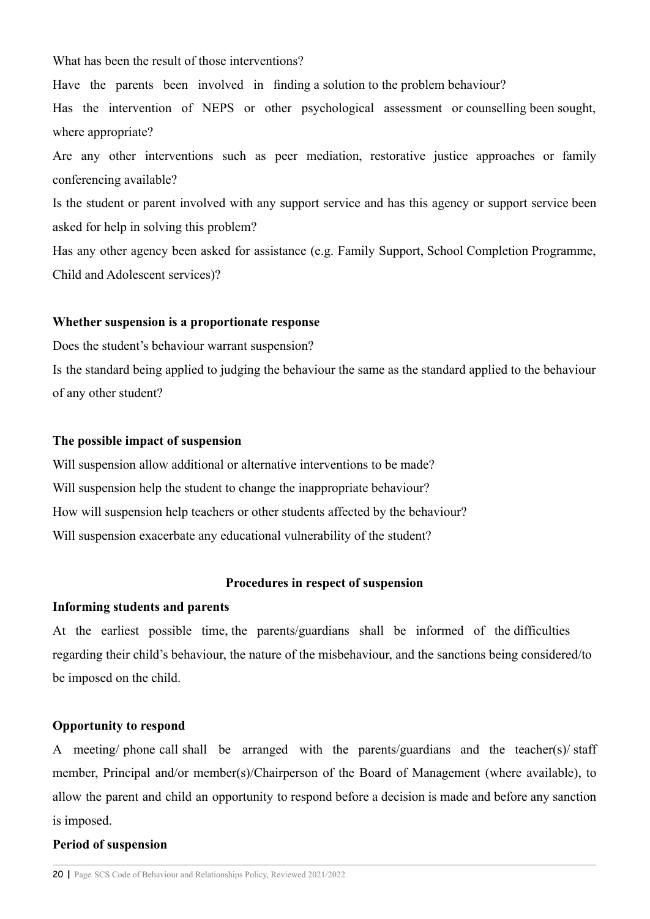What has been the result of those interventions?

Have the parents been involved in finding a solution to the problem behaviour?

Has the intervention of NEPS or other psychological assessment or counselling been sought, where appropriate?

Are any other interventions such as peer mediation, restorative justice approaches or family conferencing available?

Is the student or parent involved with any support service and has this agency or support service been asked for help in solving this problem?

Has any other agency been asked for assistance (e.g. Family Support, School Completion Programme, Child and Adolescent services)?

**Whether suspension is a proportionate response**

Does the student's behaviour warrant suspension?

Is the standard being applied to judging the behaviour the same as the standard applied to the behaviour of any other student?

**The possible impact of suspension**

Will suspension allow additional or alternative interventions to be made?

Will suspension help the student to change the inappropriate behaviour?

How will suspension help teachers or other students affected by the behaviour?

Will suspension exacerbate any educational vulnerability of the student?

## Procedures in respect of suspension

**Informing students and parents**

At the earliest possible time, the parents/guardians shall be informed of the difficulties regarding their child's behaviour, the nature of the misbehaviour, and the sanctions being considered/to be imposed on the child.

**Opportunity to respond**

A meeting/ phone call shall be arranged with the parents/guardians and the teacher(s)/ staff member, Principal and/or member(s)/Chairperson of the Board of Management (where available), to allow the parent and child an opportunity to respond before a decision is made and before any sanction is imposed.

**Period of suspension**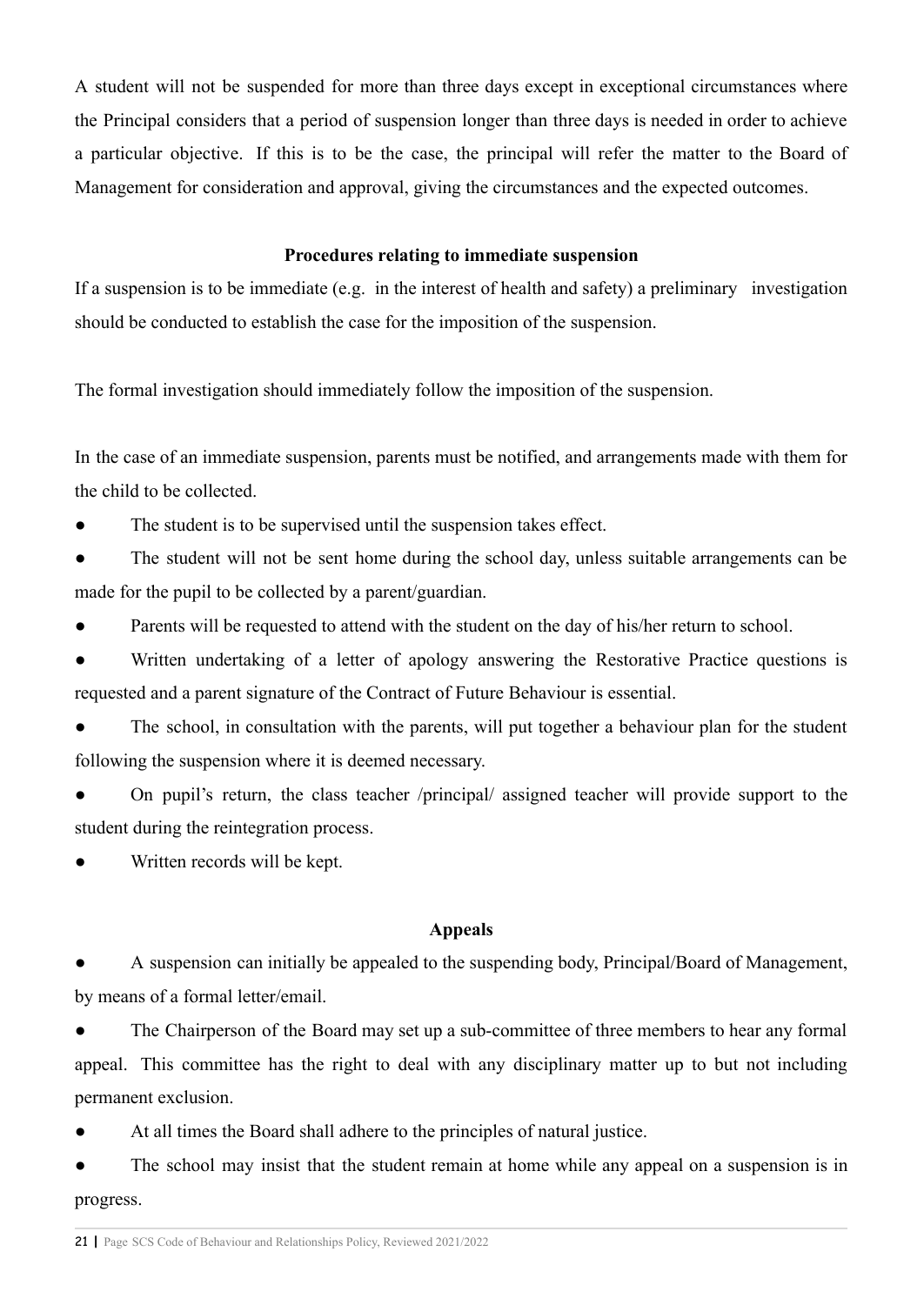A student will not be suspended for more than three days except in exceptional circumstances where the Principal considers that a period of suspension longer than three days is needed in order to achieve a particular objective. If this is to be the case, the principal will refer the matter to the Board of Management for consideration and approval, giving the circumstances and the expected outcomes.

**Procedures relating to immediate suspension**

If a suspension is to be immediate (e.g. in the interest of health and safety) a preliminary investigation should be conducted to establish the case for the imposition of the suspension.

The formal investigation should immediately follow the imposition of the suspension.

In the case of an immediate suspension, parents must be notified, and arrangements made with them for the child to be collected.

- The student is to be supervised until the suspension takes effect.
- The student will not be sent home during the school day, unless suitable arrangements can be made for the pupil to be collected by a parent/guardian.
- Parents will be requested to attend with the student on the day of his/her return to school.
- Written undertaking of a letter of apology answering the Restorative Practice questions is requested and a parent signature of the Contract of Future Behaviour is essential.
- The school, in consultation with the parents, will put together a behaviour plan for the student following the suspension where it is deemed necessary.
- On pupil's return, the class teacher /principal/ assigned teacher will provide support to the student during the reintegration process.
- Written records will be kept.

**Appeals**

- A suspension can initially be appealed to the suspending body, Principal/Board of Management, by means of a formal letter/email.
- The Chairperson of the Board may set up a sub-committee of three members to hear any formal appeal. This committee has the right to deal with any disciplinary matter up to but not including permanent exclusion.
- At all times the Board shall adhere to the principles of natural justice.
- The school may insist that the student remain at home while any appeal on a suspension is in progress.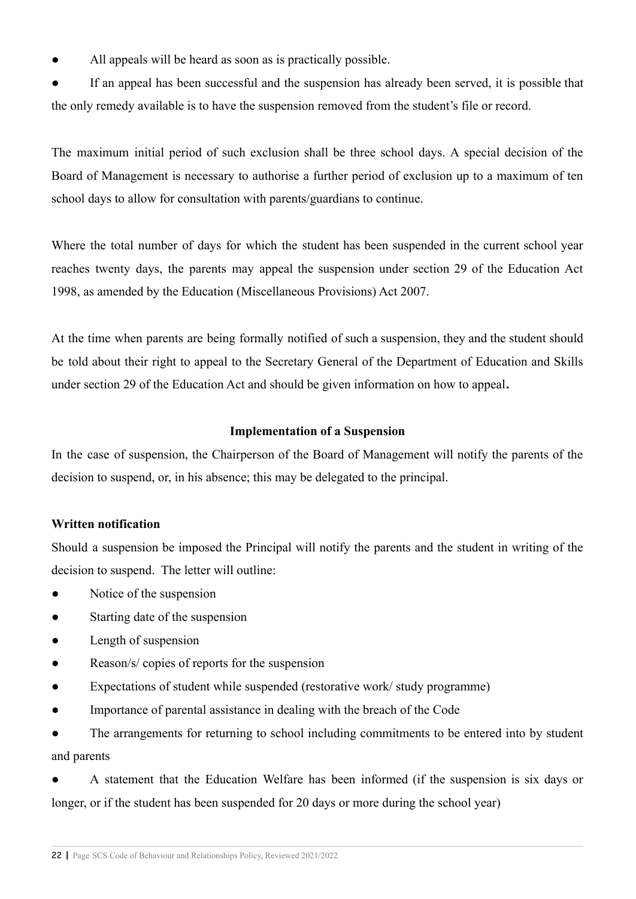- All appeals will be heard as soon as is practically possible.
- If an appeal has been successful and the suspension has already been served, it is possible that the only remedy available is to have the suspension removed from the student's file or record.

The maximum initial period of such exclusion shall be three school days. A special decision of the Board of Management is necessary to authorise a further period of exclusion up to a maximum of ten school days to allow for consultation with parents/guardians to continue.

Where the total number of days for which the student has been suspended in the current school year reaches twenty days, the parents may appeal the suspension under section 29 of the Education Act 1998, as amended by the Education (Miscellaneous Provisions) Act 2007.

At the time when parents are being formally notified of such a suspension, they and the student should be told about their right to appeal to the Secretary General of the Department of Education and Skills under section 29 of the Education Act and should be given information on how to appeal**.**

### Implementation of a Suspension

In the case of suspension, the Chairperson of the Board of Management will notify the parents of the decision to suspend, or, in his absence; this may be delegated to the principal.

**Written notification**

Should a suspension be imposed the Principal will notify the parents and the student in writing of the decision to suspend. The letter will outline:

- Notice of the suspension
- Starting date of the suspension
- Length of suspension
- Reason/s/ copies of reports for the suspension
- Expectations of student while suspended (restorative work/ study programme)
- Importance of parental assistance in dealing with the breach of the Code
- The arrangements for returning to school including commitments to be entered into by student and parents
- A statement that the Education Welfare has been informed (if the suspension is six days or longer, or if the student has been suspended for 20 days or more during the school year)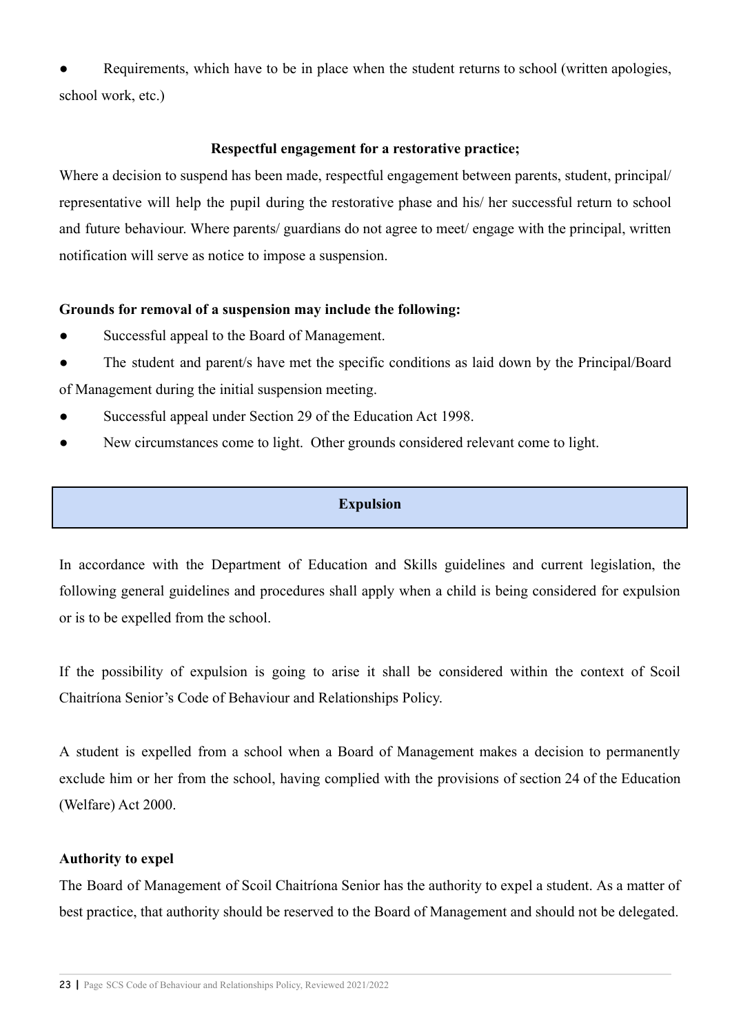- Requirements, which have to be in place when the student returns to school (written apologies, school work, etc.)

**Respectful engagement for a restorative practice;**

Where a decision to suspend has been made, respectful engagement between parents, student, principal/ representative will help the pupil during the restorative phase and his/ her successful return to school and future behaviour. Where parents/ guardians do not agree to meet/ engage with the principal, written notification will serve as notice to impose a suspension.

**Grounds for removal of a suspension may include the following:**

- Successful appeal to the Board of Management.
- The student and parent/s have met the specific conditions as laid down by the Principal/Board of Management during the initial suspension meeting.
- Successful appeal under Section 29 of the Education Act 1998.
- New circumstances come to light. Other grounds considered relevant come to light.

## Expulsion

In accordance with the Department of Education and Skills guidelines and current legislation, the following general guidelines and procedures shall apply when a child is being considered for expulsion or is to be expelled from the school.

If the possibility of expulsion is going to arise it shall be considered within the context of Scoil Chaitríona Senior's Code of Behaviour and Relationships Policy.

A student is expelled from a school when a Board of Management makes a decision to permanently exclude him or her from the school, having complied with the provisions of section 24 of the Education (Welfare) Act 2000.

**Authority to expel**

The Board of Management of Scoil Chaitríona Senior has the authority to expel a student. As a matter of best practice, that authority should be reserved to the Board of Management and should not be delegated.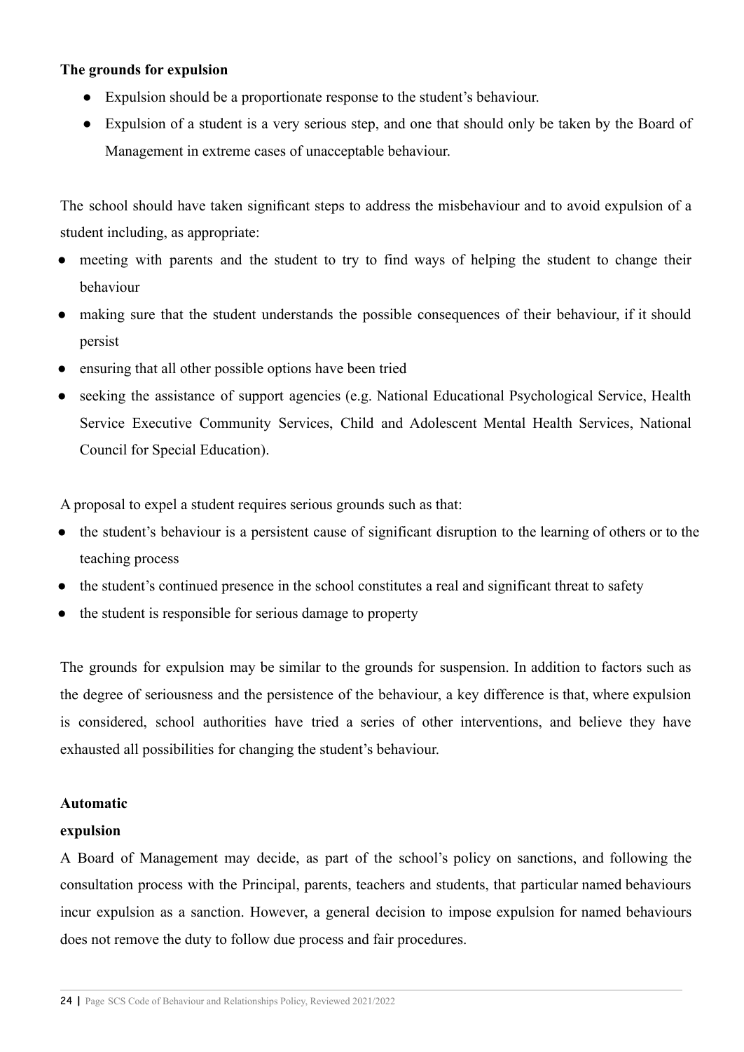**The grounds for expulsion**

- Expulsion should be a proportionate response to the student's behaviour.
- Expulsion of a student is a very serious step, and one that should only be taken by the Board of Management in extreme cases of unacceptable behaviour.

The school should have taken significant steps to address the misbehaviour and to avoid expulsion of a student including, as appropriate:

- meeting with parents and the student to try to find ways of helping the student to change their behaviour
- making sure that the student understands the possible consequences of their behaviour, if it should persist
- ensuring that all other possible options have been tried
- seeking the assistance of support agencies (e.g. National Educational Psychological Service, Health Service Executive Community Services, Child and Adolescent Mental Health Services, National Council for Special Education).

A proposal to expel a student requires serious grounds such as that:

- the student's behaviour is a persistent cause of significant disruption to the learning of others or to the teaching process
- the student's continued presence in the school constitutes a real and significant threat to safety
- the student is responsible for serious damage to property

The grounds for expulsion may be similar to the grounds for suspension. In addition to factors such as the degree of seriousness and the persistence of the behaviour, a key difference is that, where expulsion is considered, school authorities have tried a series of other interventions, and believe they have exhausted all possibilities for changing the student's behaviour.

**Automatic expulsion**

A Board of Management may decide, as part of the school's policy on sanctions, and following the consultation process with the Principal, parents, teachers and students, that particular named behaviours incur expulsion as a sanction. However, a general decision to impose expulsion for named behaviours does not remove the duty to follow due process and fair procedures.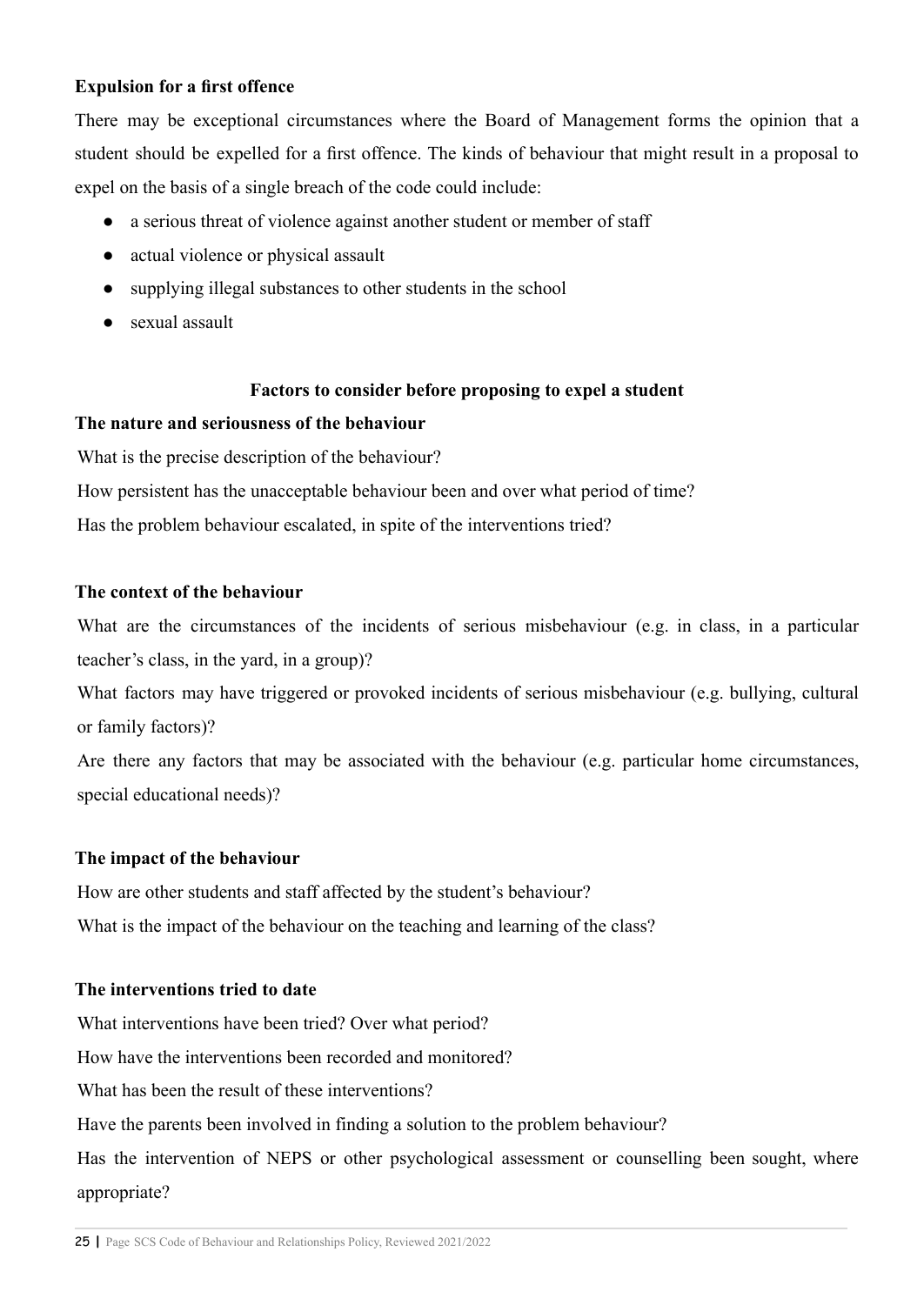**Expulsion for a first offence**

There may be exceptional circumstances where the Board of Management forms the opinion that a student should be expelled for a first offence. The kinds of behaviour that might result in a proposal to expel on the basis of a single breach of the code could include:

- a serious threat of violence against another student or member of staff
- actual violence or physical assault
- supplying illegal substances to other students in the school
- sexual assault

**Factors to consider before proposing to expel a student**

**The nature and seriousness of the behaviour**

What is the precise description of the behaviour?

How persistent has the unacceptable behaviour been and over what period of time?

Has the problem behaviour escalated, in spite of the interventions tried?

**The context of the behaviour**

What are the circumstances of the incidents of serious misbehaviour (e.g. in class, in a particular teacher's class, in the yard, in a group)?

What factors may have triggered or provoked incidents of serious misbehaviour (e.g. bullying, cultural or family factors)?

Are there any factors that may be associated with the behaviour (e.g. particular home circumstances, special educational needs)?

**The impact of the behaviour**

How are other students and staff affected by the student's behaviour?

What is the impact of the behaviour on the teaching and learning of the class?

**The interventions tried to date**

What interventions have been tried? Over what period?

How have the interventions been recorded and monitored?

What has been the result of these interventions?

Have the parents been involved in finding a solution to the problem behaviour?

Has the intervention of NEPS or other psychological assessment or counselling been sought, where appropriate?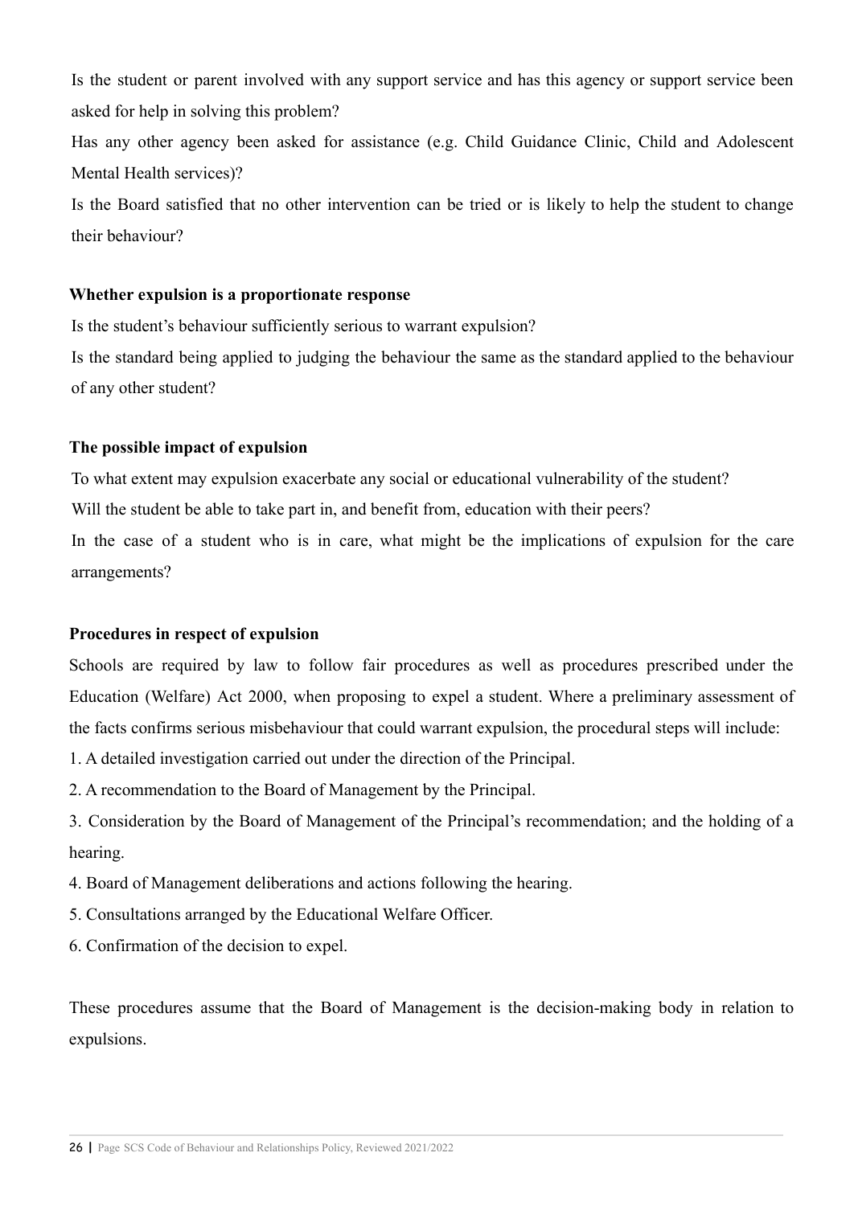Is the student or parent involved with any support service and has this agency or support service been asked for help in solving this problem?

Has any other agency been asked for assistance (e.g. Child Guidance Clinic, Child and Adolescent Mental Health services)?

Is the Board satisfied that no other intervention can be tried or is likely to help the student to change their behaviour?

**Whether expulsion is a proportionate response**

Is the student's behaviour sufficiently serious to warrant expulsion?

Is the standard being applied to judging the behaviour the same as the standard applied to the behaviour of any other student?

**The possible impact of expulsion**

To what extent may expulsion exacerbate any social or educational vulnerability of the student?

Will the student be able to take part in, and benefit from, education with their peers?

In the case of a student who is in care, what might be the implications of expulsion for the care arrangements?

**Procedures in respect of expulsion**

Schools are required by law to follow fair procedures as well as procedures prescribed under the Education (Welfare) Act 2000, when proposing to expel a student. Where a preliminary assessment of the facts confirms serious misbehaviour that could warrant expulsion, the procedural steps will include:

1. A detailed investigation carried out under the direction of the Principal.
2. A recommendation to the Board of Management by the Principal.
3. Consideration by the Board of Management of the Principal's recommendation; and the holding of a hearing.
4. Board of Management deliberations and actions following the hearing.
5. Consultations arranged by the Educational Welfare Officer.
6. Confirmation of the decision to expel.

These procedures assume that the Board of Management is the decision-making body in relation to expulsions.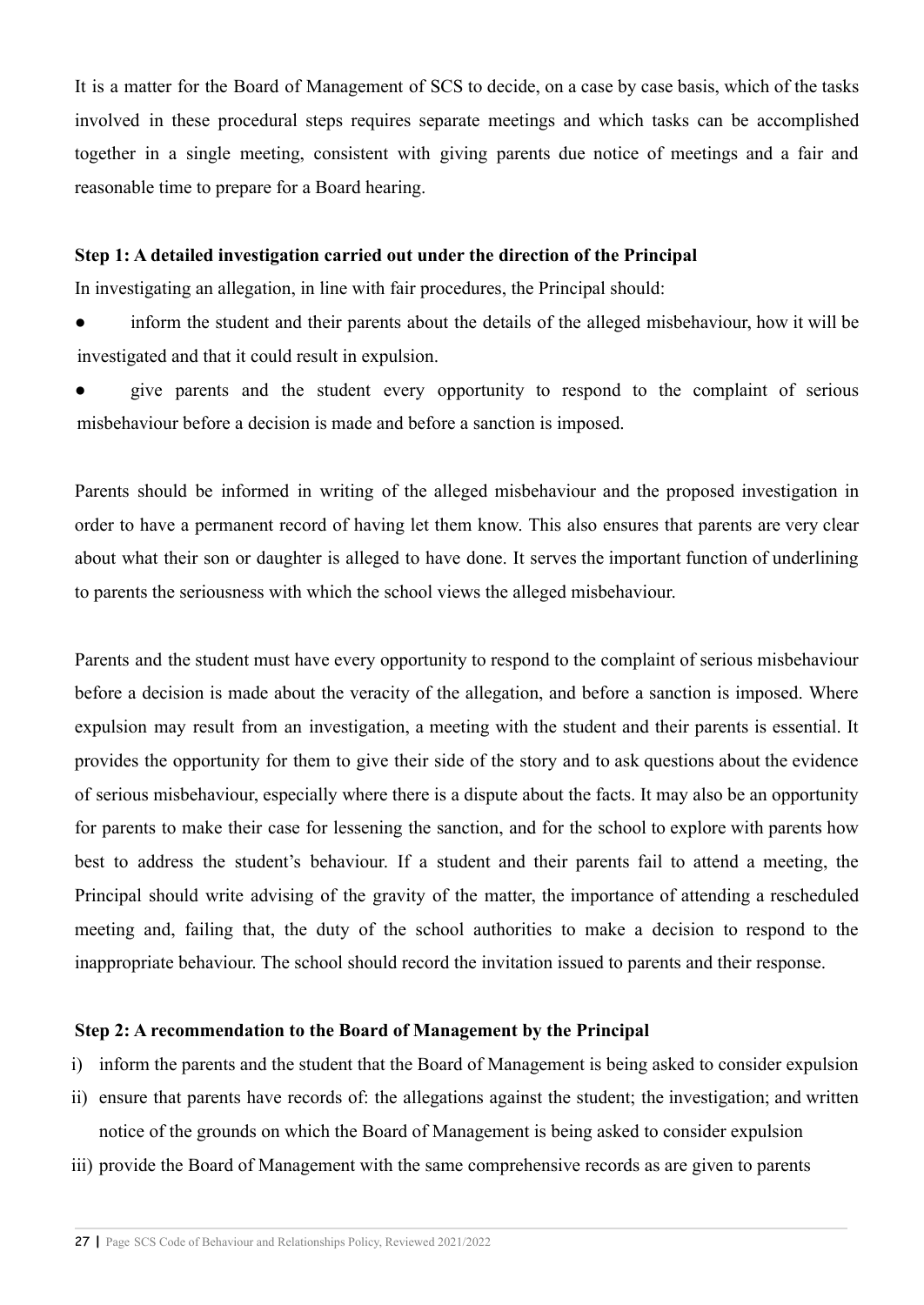It is a matter for the Board of Management of SCS to decide, on a case by case basis, which of the tasks involved in these procedural steps requires separate meetings and which tasks can be accomplished together in a single meeting, consistent with giving parents due notice of meetings and a fair and reasonable time to prepare for a Board hearing.

**Step 1: A detailed investigation carried out under the direction of the Principal**

In investigating an allegation, in line with fair procedures, the Principal should:

- inform the student and their parents about the details of the alleged misbehaviour, how it will be investigated and that it could result in expulsion.
- give parents and the student every opportunity to respond to the complaint of serious misbehaviour before a decision is made and before a sanction is imposed.

Parents should be informed in writing of the alleged misbehaviour and the proposed investigation in order to have a permanent record of having let them know. This also ensures that parents are very clear about what their son or daughter is alleged to have done. It serves the important function of underlining to parents the seriousness with which the school views the alleged misbehaviour.

Parents and the student must have every opportunity to respond to the complaint of serious misbehaviour before a decision is made about the veracity of the allegation, and before a sanction is imposed. Where expulsion may result from an investigation, a meeting with the student and their parents is essential. It provides the opportunity for them to give their side of the story and to ask questions about the evidence of serious misbehaviour, especially where there is a dispute about the facts. It may also be an opportunity for parents to make their case for lessening the sanction, and for the school to explore with parents how best to address the student's behaviour. If a student and their parents fail to attend a meeting, the Principal should write advising of the gravity of the matter, the importance of attending a rescheduled meeting and, failing that, the duty of the school authorities to make a decision to respond to the inappropriate behaviour. The school should record the invitation issued to parents and their response.

**Step 2: A recommendation to the Board of Management by the Principal**

i) inform the parents and the student that the Board of Management is being asked to consider expulsion

ii) ensure that parents have records of: the allegations against the student; the investigation; and written notice of the grounds on which the Board of Management is being asked to consider expulsion

iii) provide the Board of Management with the same comprehensive records as are given to parents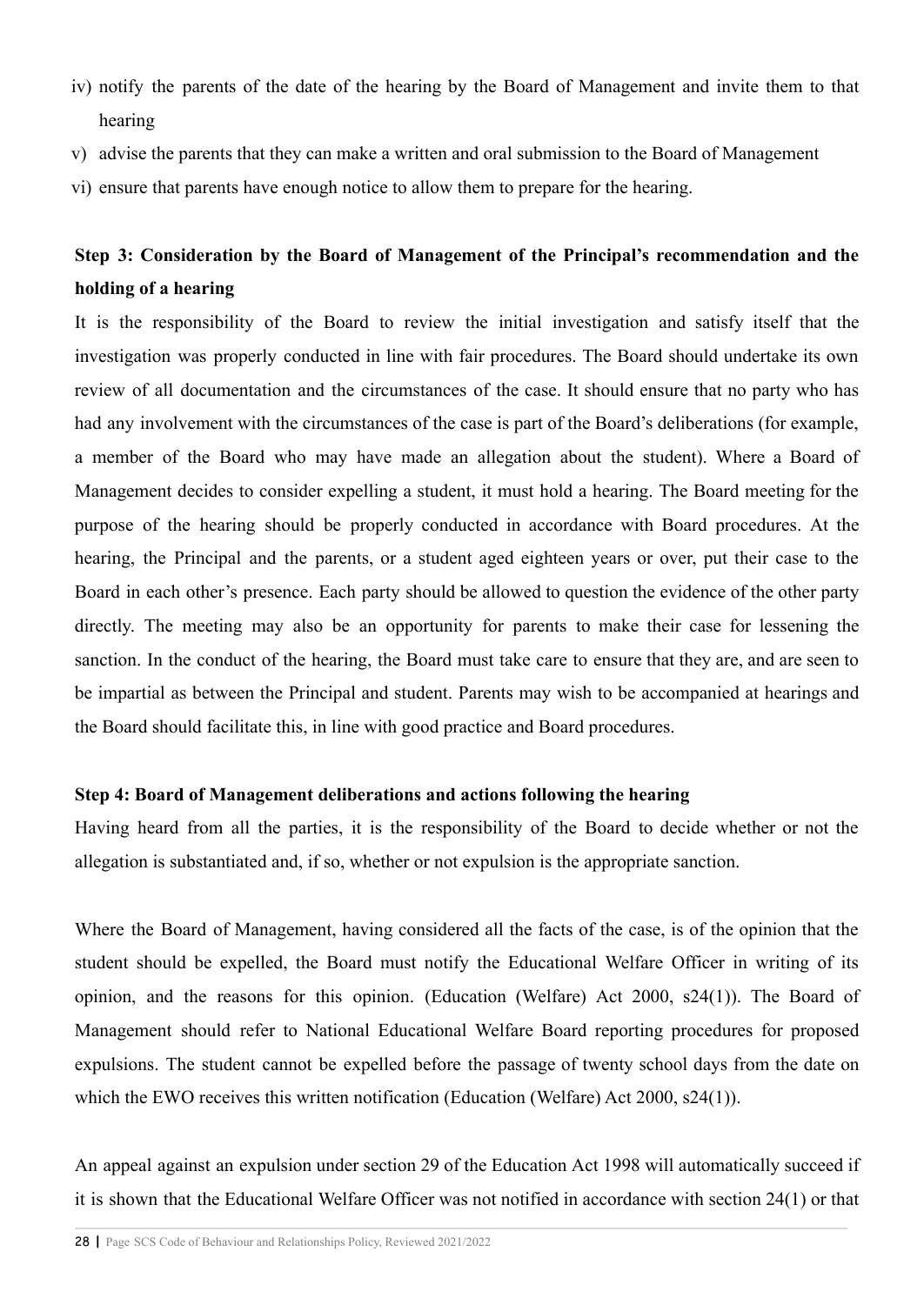iv) notify the parents of the date of the hearing by the Board of Management and invite them to that hearing
v) advise the parents that they can make a written and oral submission to the Board of Management
vi) ensure that parents have enough notice to allow them to prepare for the hearing.

**Step 3: Consideration by the Board of Management of the Principal's recommendation and the holding of a hearing**

It is the responsibility of the Board to review the initial investigation and satisfy itself that the investigation was properly conducted in line with fair procedures. The Board should undertake its own review of all documentation and the circumstances of the case. It should ensure that no party who has had any involvement with the circumstances of the case is part of the Board's deliberations (for example, a member of the Board who may have made an allegation about the student). Where a Board of Management decides to consider expelling a student, it must hold a hearing. The Board meeting for the purpose of the hearing should be properly conducted in accordance with Board procedures. At the hearing, the Principal and the parents, or a student aged eighteen years or over, put their case to the Board in each other's presence. Each party should be allowed to question the evidence of the other party directly. The meeting may also be an opportunity for parents to make their case for lessening the sanction. In the conduct of the hearing, the Board must take care to ensure that they are, and are seen to be impartial as between the Principal and student. Parents may wish to be accompanied at hearings and the Board should facilitate this, in line with good practice and Board procedures.

**Step 4: Board of Management deliberations and actions following the hearing**

Having heard from all the parties, it is the responsibility of the Board to decide whether or not the allegation is substantiated and, if so, whether or not expulsion is the appropriate sanction.

Where the Board of Management, having considered all the facts of the case, is of the opinion that the student should be expelled, the Board must notify the Educational Welfare Officer in writing of its opinion, and the reasons for this opinion. (Education (Welfare) Act 2000, s24(1)). The Board of Management should refer to National Educational Welfare Board reporting procedures for proposed expulsions. The student cannot be expelled before the passage of twenty school days from the date on which the EWO receives this written notification (Education (Welfare) Act 2000, s24(1)).

An appeal against an expulsion under section 29 of the Education Act 1998 will automatically succeed if it is shown that the Educational Welfare Officer was not notified in accordance with section 24(1) or that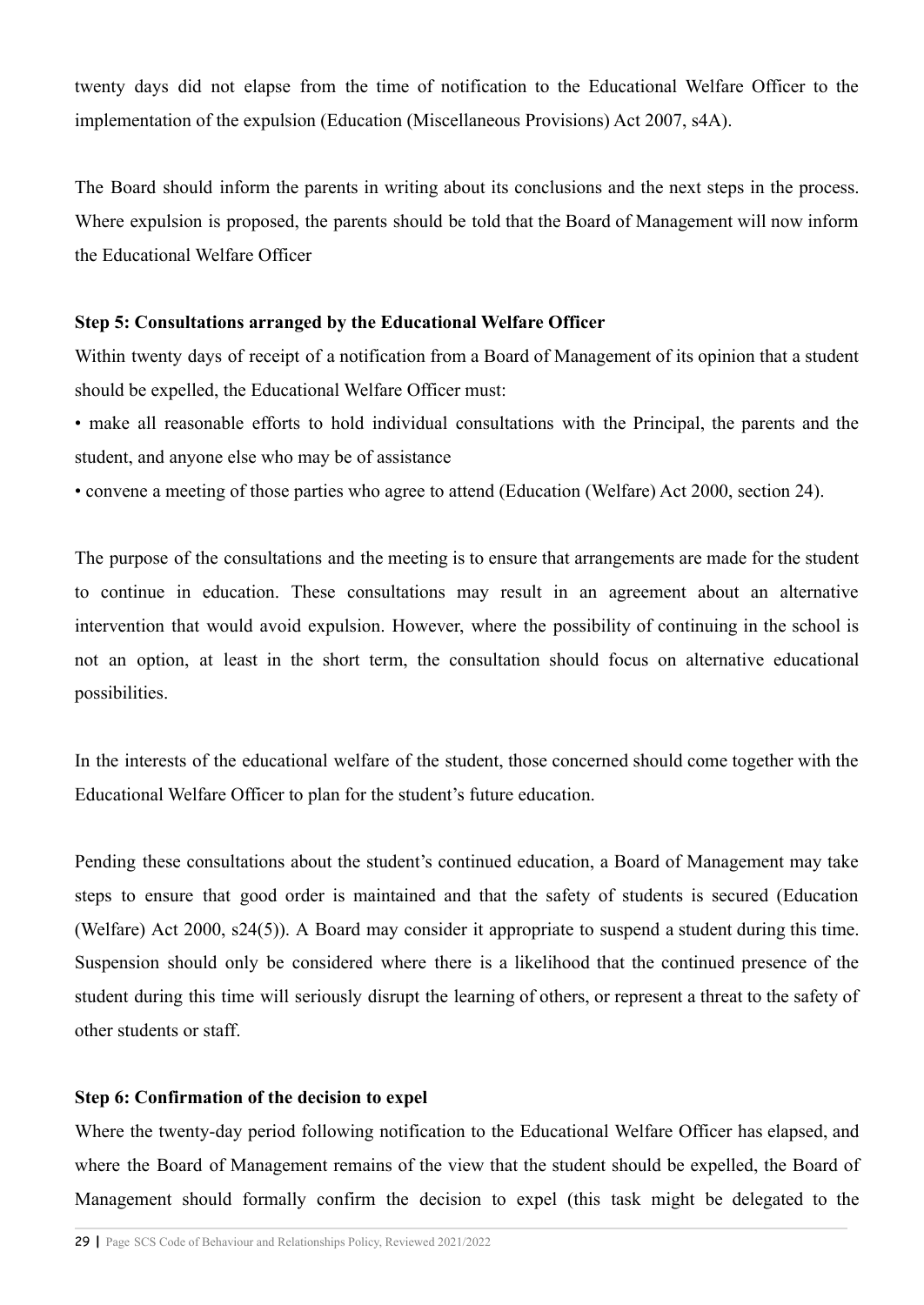twenty days did not elapse from the time of notification to the Educational Welfare Officer to the implementation of the expulsion (Education (Miscellaneous Provisions) Act 2007, s4A).

The Board should inform the parents in writing about its conclusions and the next steps in the process. Where expulsion is proposed, the parents should be told that the Board of Management will now inform the Educational Welfare Officer

**Step 5: Consultations arranged by the Educational Welfare Officer**

Within twenty days of receipt of a notification from a Board of Management of its opinion that a student should be expelled, the Educational Welfare Officer must:

- make all reasonable efforts to hold individual consultations with the Principal, the parents and the student, and anyone else who may be of assistance
- convene a meeting of those parties who agree to attend (Education (Welfare) Act 2000, section 24).

The purpose of the consultations and the meeting is to ensure that arrangements are made for the student to continue in education. These consultations may result in an agreement about an alternative intervention that would avoid expulsion. However, where the possibility of continuing in the school is not an option, at least in the short term, the consultation should focus on alternative educational possibilities.

In the interests of the educational welfare of the student, those concerned should come together with the Educational Welfare Officer to plan for the student's future education.

Pending these consultations about the student's continued education, a Board of Management may take steps to ensure that good order is maintained and that the safety of students is secured (Education (Welfare) Act 2000, s24(5)). A Board may consider it appropriate to suspend a student during this time. Suspension should only be considered where there is a likelihood that the continued presence of the student during this time will seriously disrupt the learning of others, or represent a threat to the safety of other students or staff.

**Step 6: Confirmation of the decision to expel**

Where the twenty-day period following notification to the Educational Welfare Officer has elapsed, and where the Board of Management remains of the view that the student should be expelled, the Board of Management should formally confirm the decision to expel (this task might be delegated to the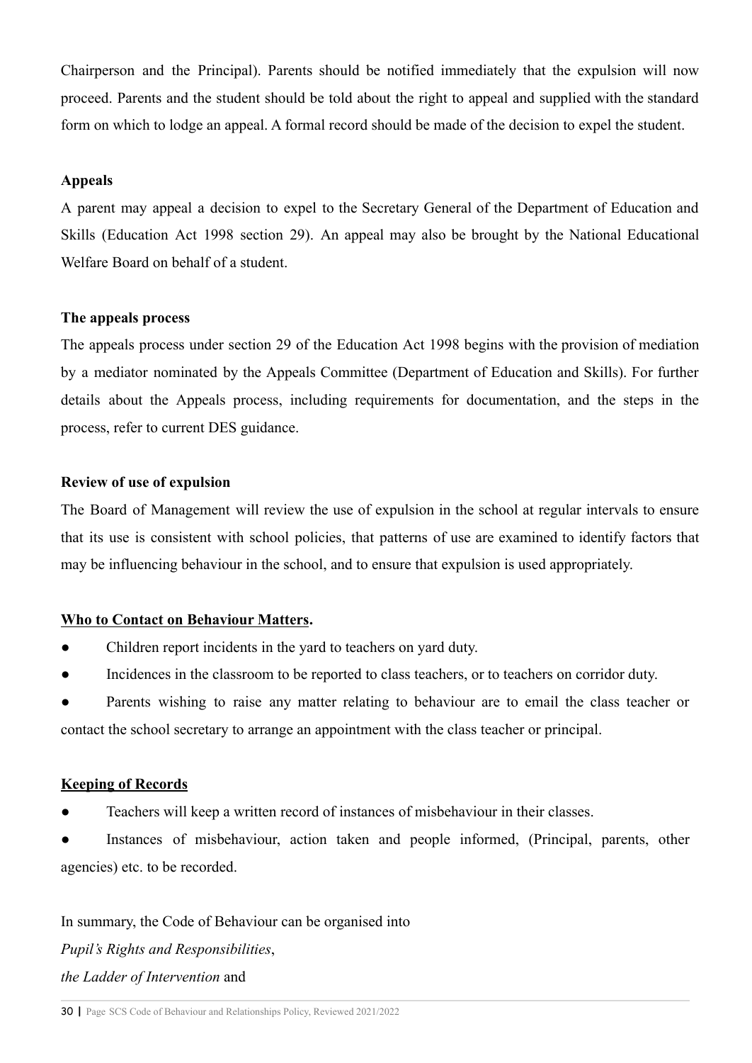Chairperson and the Principal). Parents should be notified immediately that the expulsion will now proceed. Parents and the student should be told about the right to appeal and supplied with the standard form on which to lodge an appeal. A formal record should be made of the decision to expel the student.

**Appeals**

A parent may appeal a decision to expel to the Secretary General of the Department of Education and Skills (Education Act 1998 section 29). An appeal may also be brought by the National Educational Welfare Board on behalf of a student.

**The appeals process**

The appeals process under section 29 of the Education Act 1998 begins with the provision of mediation by a mediator nominated by the Appeals Committee (Department of Education and Skills). For further details about the Appeals process, including requirements for documentation, and the steps in the process, refer to current DES guidance.

**Review of use of expulsion**

The Board of Management will review the use of expulsion in the school at regular intervals to ensure that its use is consistent with school policies, that patterns of use are examined to identify factors that may be influencing behaviour in the school, and to ensure that expulsion is used appropriately.

**Who to Contact on Behaviour Matters.**

- Children report incidents in the yard to teachers on yard duty.
- Incidences in the classroom to be reported to class teachers, or to teachers on corridor duty.
- Parents wishing to raise any matter relating to behaviour are to email the class teacher or contact the school secretary to arrange an appointment with the class teacher or principal.

**Keeping of Records**

- Teachers will keep a written record of instances of misbehaviour in their classes.
- Instances of misbehaviour, action taken and people informed, (Principal, parents, other agencies) etc. to be recorded.

In summary, the Code of Behaviour can be organised into
*Pupil's Rights and Responsibilities*,
*the Ladder of Intervention* and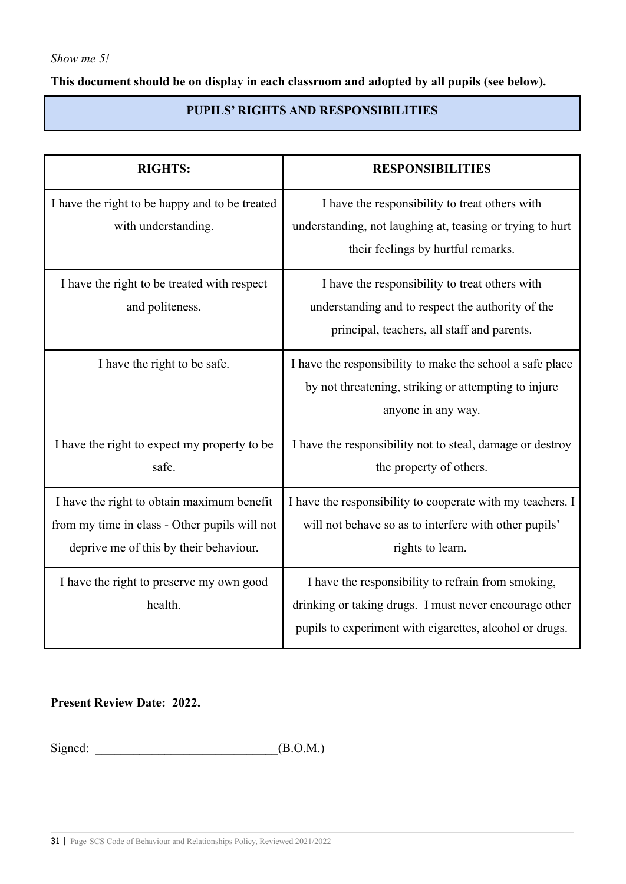*Show me 5!*

**This document should be on display in each classroom and adopted by all pupils (see below).**

## PUPILS' RIGHTS AND RESPONSIBILITIES

| **RIGHTS:** | **RESPONSIBILITIES** |
|---|---|
| I have the right to be happy and to be treated with understanding. | I have the responsibility to treat others with understanding, not laughing at, teasing or trying to hurt their feelings by hurtful remarks. |
| I have the right to be treated with respect and politeness. | I have the responsibility to treat others with understanding and to respect the authority of the principal, teachers, all staff and parents. |
| I have the right to be safe. | I have the responsibility to make the school a safe place by not threatening, striking or attempting to injure anyone in any way. |
| I have the right to expect my property to be safe. | I have the responsibility not to steal, damage or destroy the property of others. |
| I have the right to obtain maximum benefit from my time in class - Other pupils will not deprive me of this by their behaviour. | I have the responsibility to cooperate with my teachers. I will not behave so as to interfere with other pupils' rights to learn. |
| I have the right to preserve my own good health. | I have the responsibility to refrain from smoking, drinking or taking drugs. I must never encourage other pupils to experiment with cigarettes, alcohol or drugs. |

**Present Review Date: 2022.**

Signed: ____________________________(B.O.M.)